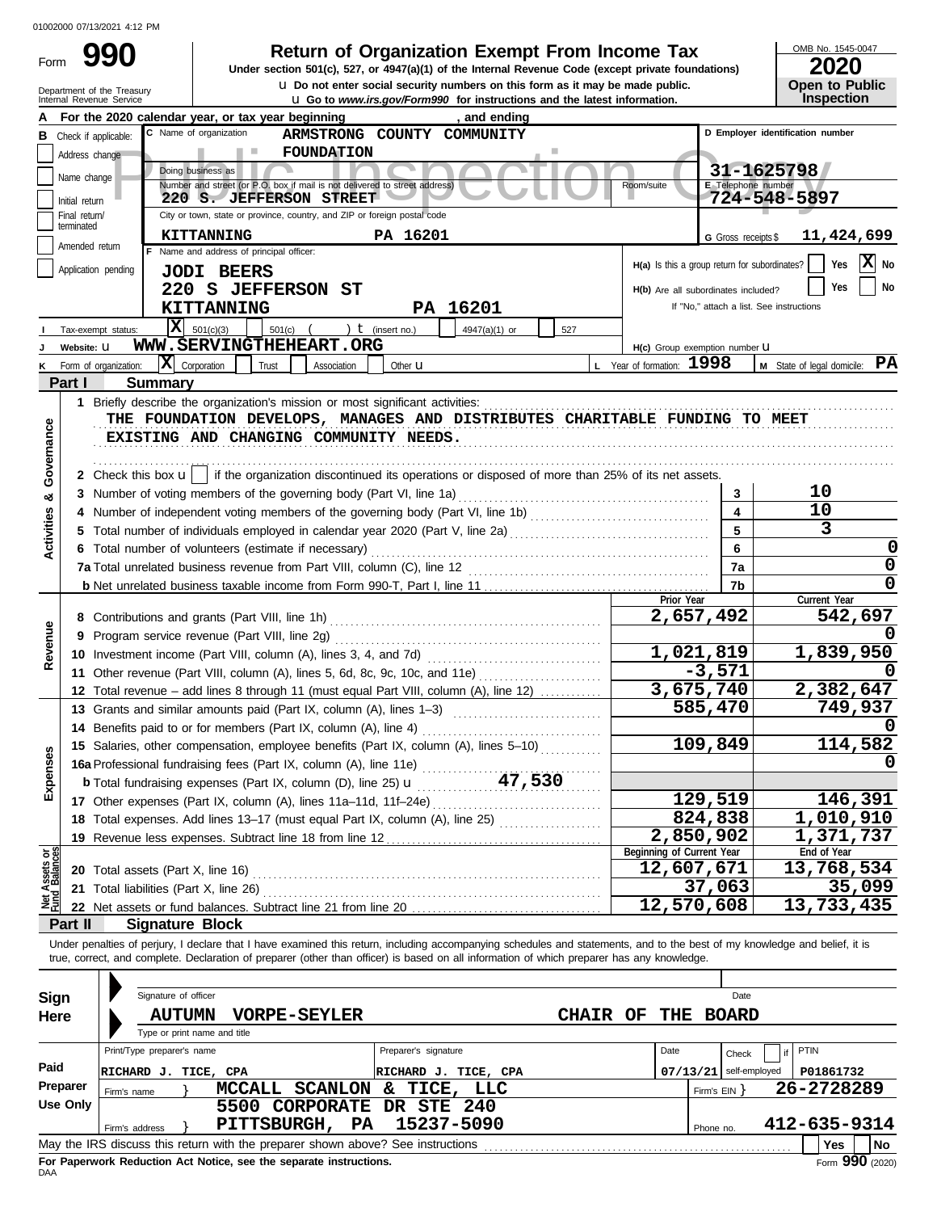01002000 07/13/2021 4:12 PM

Form **990**

# Return of Organization Exempt From Income Tax

**Under section 501(c), 527, or 4947(a)(1) of the Internal Revenue Code (except private foundations)**

u Do not enter social security numbers on this form as it may be made public.

u Go to *www.irs.gov/Form990* for instructions and the latest information.

Department of the Treasury
Internal Revenue Service

OMB No. 1545-0047

**2020**

**Open to Public Inspection**

Public Inspection Copy

**A** For the 2020 calendar year, or tax year beginning , and ending

**B** Check if applicable: Address change / Name change / Initial return / Final return/terminated / Amended return / Application pending

**C** Name of organization: ARMSTRONG COUNTY COMMUNITY FOUNDATION

Doing business as

Number and street (or P.O. box if mail is not delivered to street address): 220 S. JEFFERSON STREET — Room/suite

City or town, state or province, country, and ZIP or foreign postal code: KITTANNING PA 16201

**D** Employer identification number: 31-1625798

**E** Telephone number: 724-548-5897

**G** Gross receipts $ 11,424,699

**F** Name and address of principal officer: JODI BEERS, 220 S JEFFERSON ST, KITTANNING PA 16201

H(a) Is this a group return for subordinates? Yes [ ] No [X]

H(b) Are all subordinates included? Yes [ ] No [ ]
If "No," attach a list. See instructions

**I** Tax-exempt status: [X] 501(c)(3) [ ] 501(c) ( ) t (insert no.) [ ] 4947(a)(1) or [ ] 527

**J** Website: u WWW.SERVINGTHEHEART.ORG

H(c) Group exemption number u

**K** Form of organization: [X] Corporation [ ] Trust [ ] Association [ ] Other u

**L** Year of formation: 1998

**M** State of legal domicile: PA

## Part I Summary

**Activities & Governance**

1 Briefly describe the organization's mission or most significant activities:
THE FOUNDATION DEVELOPS, MANAGES AND DISTRIBUTES CHARITABLE FUNDING TO MEET EXISTING AND CHANGING COMMUNITY NEEDS.

2 Check this box u [ ] if the organization discontinued its operations or disposed of more than 25% of its net assets.

| | | Line | Value |
|---|---|---|---|
| 3 | Number of voting members of the governing body (Part VI, line 1a) | 3 | 10 |
| 4 | Number of independent voting members of the governing body (Part VI, line 1b) | 4 | 10 |
| 5 | Total number of individuals employed in calendar year 2020 (Part V, line 2a) | 5 | 3 |
| 6 | Total number of volunteers (estimate if necessary) | 6 | 0 |
| 7a | Total unrelated business revenue from Part VIII, column (C), line 12 | 7a | 0 |
| b | Net unrelated business taxable income from Form 990-T, Part I, line 11 | 7b | 0 |

| | | | Prior Year | Current Year |
|---|---|---|---|---|
| **Revenue** | 8 | Contributions and grants (Part VIII, line 1h) | 2,657,492 | 542,697 |
| | 9 | Program service revenue (Part VIII, line 2g) | | 0 |
| | 10 | Investment income (Part VIII, column (A), lines 3, 4, and 7d) | 1,021,819 | 1,839,950 |
| | 11 | Other revenue (Part VIII, column (A), lines 5, 6d, 8c, 9c, 10c, and 11e) | -3,571 | 0 |
| | 12 | Total revenue – add lines 8 through 11 (must equal Part VIII, column (A), line 12) | 3,675,740 | 2,382,647 |
| **Expenses** | 13 | Grants and similar amounts paid (Part IX, column (A), lines 1–3) | 585,470 | 749,937 |
| | 14 | Benefits paid to or for members (Part IX, column (A), line 4) | | 0 |
| | 15 | Salaries, other compensation, employee benefits (Part IX, column (A), lines 5–10) | 109,849 | 114,582 |
| | 16a | Professional fundraising fees (Part IX, column (A), line 11e) | | 0 |
| | b | Total fundraising expenses (Part IX, column (D), line 25) u 47,530 | | |
| | 17 | Other expenses (Part IX, column (A), lines 11a–11d, 11f–24e) | 129,519 | 146,391 |
| | 18 | Total expenses. Add lines 13–17 (must equal Part IX, column (A), line 25) | 824,838 | 1,010,910 |
| | 19 | Revenue less expenses. Subtract line 18 from line 12 | 2,850,902 | 1,371,737 |
| | | | **Beginning of Current Year** | **End of Year** |
| **Net Assets or Fund Balances** | 20 | Total assets (Part X, line 16) | 12,607,671 | 13,768,534 |
| | 21 | Total liabilities (Part X, line 26) | 37,063 | 35,099 |
| | 22 | Net assets or fund balances. Subtract line 21 from line 20 | 12,570,608 | 13,733,435 |

## Part II Signature Block

Under penalties of perjury, I declare that I have examined this return, including accompanying schedules and statements, and to the best of my knowledge and belief, it is true, correct, and complete. Declaration of preparer (other than officer) is based on all information of which preparer has any knowledge.

**Sign Here**

Signature of officer — Date

AUTUMN VORPE-SEYLER — CHAIR OF THE BOARD
Type or print name and title

**Paid Preparer Use Only**

| Print/Type preparer's name | Preparer's signature | Date | Check [ ] if self-employed | PTIN |
|---|---|---|---|---|
| RICHARD J. TICE, CPA | RICHARD J. TICE, CPA | 07/13/21 | | P01861732 |

Firm's name } MCCALL SCANLON & TICE, LLC — Firm's EIN } 26-2728289

Firm's address } 5500 CORPORATE DR STE 240, PITTSBURGH, PA 15237-5090 — Phone no. 412-635-9314

May the IRS discuss this return with the preparer shown above? See instructions [ ] Yes [ ] No

**For Paperwork Reduction Act Notice, see the separate instructions.**

DAA

Form **990** (2020)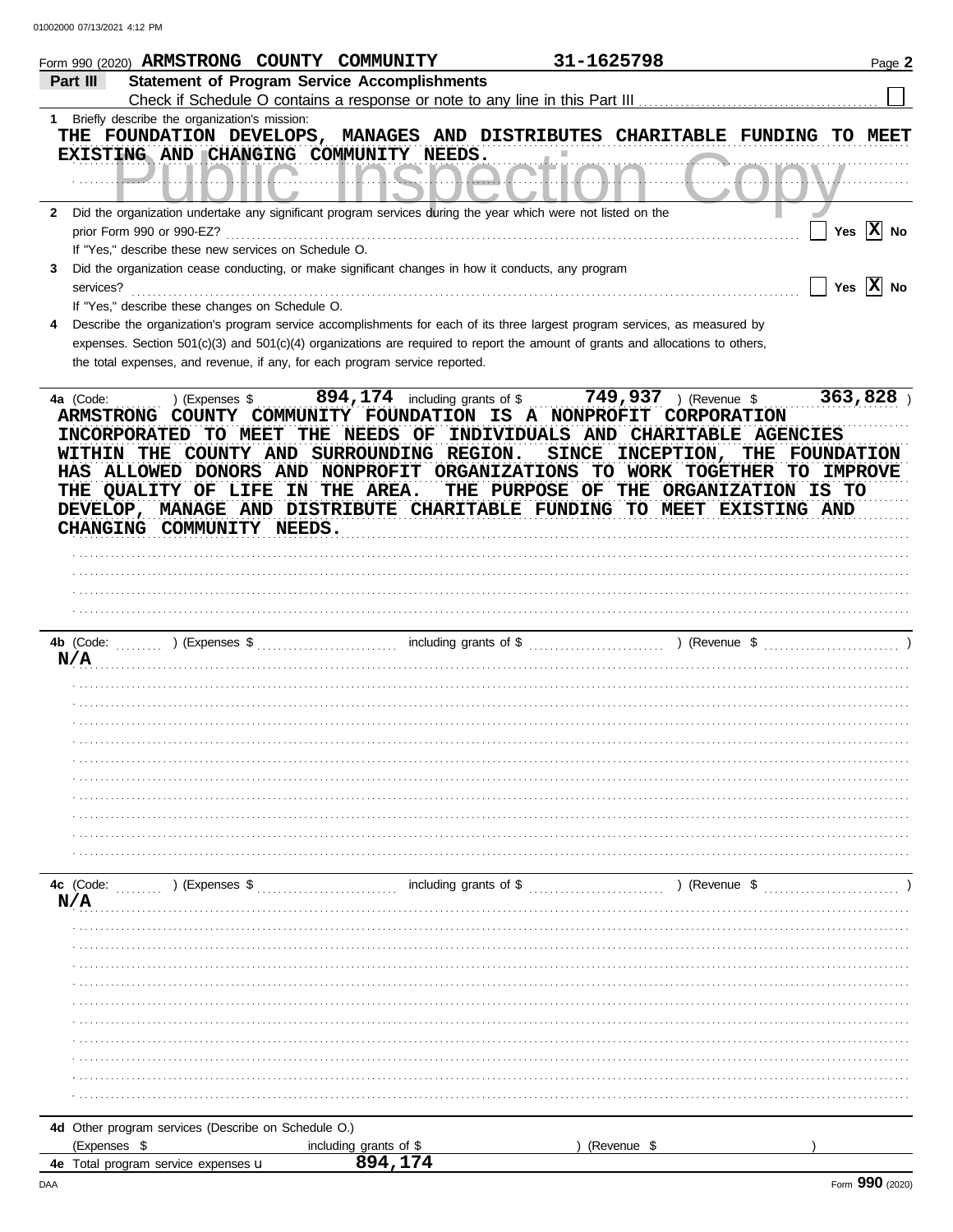Form 990 (2020) ARMSTRONG COUNTY COMMUNITY 31-1625798

## Part III Statement of Program Service Accomplishments

Check if Schedule O contains a response or note to any line in this Part III

1 Briefly describe the organization's mission:

THE FOUNDATION DEVELOPS, MANAGES AND DISTRIBUTES CHARITABLE FUNDING TO MEET EXISTING AND CHANGING COMMUNITY NEEDS.

Public Inspection Copy

2 Did the organization undertake any significant program services during the year which were not listed on the prior Form 990 or 990-EZ? Yes [X] No

If "Yes," describe these new services on Schedule O.

3 Did the organization cease conducting, or make significant changes in how it conducts, any program services? Yes [X] No

If "Yes," describe these changes on Schedule O.

4 Describe the organization's program service accomplishments for each of its three largest program services, as measured by expenses. Section 501(c)(3) and 501(c)(4) organizations are required to report the amount of grants and allocations to others, the total expenses, and revenue, if any, for each program service reported.

4a (Code: ) (Expenses $ 894,174 including grants of $ 749,937 ) (Revenue $ 363,828 )

ARMSTRONG COUNTY COMMUNITY FOUNDATION IS A NONPROFIT CORPORATION INCORPORATED TO MEET THE NEEDS OF INDIVIDUALS AND CHARITABLE AGENCIES WITHIN THE COUNTY AND SURROUNDING REGION. SINCE INCEPTION, THE FOUNDATION HAS ALLOWED DONORS AND NONPROFIT ORGANIZATIONS TO WORK TOGETHER TO IMPROVE THE QUALITY OF LIFE IN THE AREA. THE PURPOSE OF THE ORGANIZATION IS TO DEVELOP, MANAGE AND DISTRIBUTE CHARITABLE FUNDING TO MEET EXISTING AND CHANGING COMMUNITY NEEDS.

4b (Code: ) (Expenses $ including grants of $ ) (Revenue $ )

N/A

4c (Code: ) (Expenses $ including grants of $ ) (Revenue $ )

N/A

4d Other program services (Describe on Schedule O.)

(Expenses $ including grants of $ ) (Revenue $ )

4e Total program service expenses 894,174

Form 990 (2020)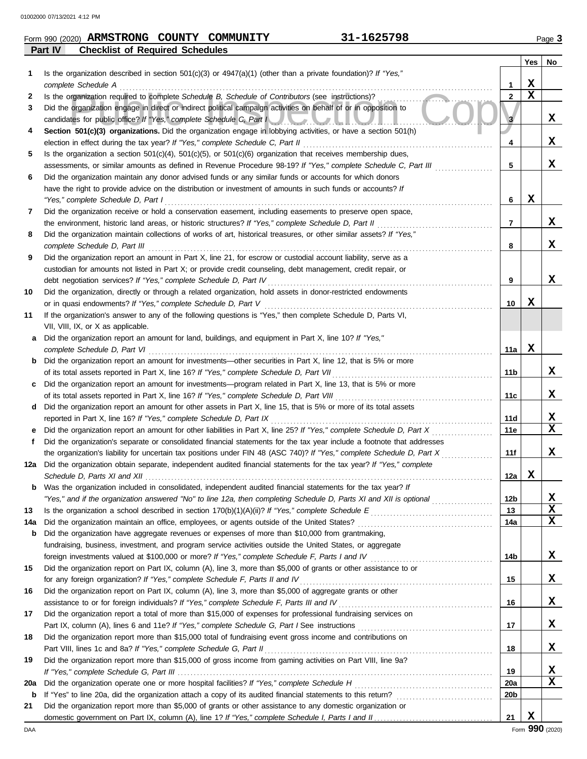Form 990 (2020) **ARMSTRONG COUNTY COMMUNITY** **31-1625798**

## Part IV Checklist of Required Schedules

| | | | Yes | No |
|---|---|---|---|---|
| **1** | Is the organization described in section 501(c)(3) or 4947(a)(1) (other than a private foundation)? *If "Yes," complete Schedule A* | 1 | X | |
| **2** | Is the organization required to complete *Schedule B, Schedule of Contributors* (see instructions)? | 2 | X | |
| **3** | Did the organization engage in direct or indirect political campaign activities on behalf of or in opposition to candidates for public office? *If "Yes," complete Schedule C, Part I* | 3 | | X |
| **4** | **Section 501(c)(3) organizations.** Did the organization engage in lobbying activities, or have a section 501(h) election in effect during the tax year? *If "Yes," complete Schedule C, Part II* | 4 | | X |
| **5** | Is the organization a section 501(c)(4), 501(c)(5), or 501(c)(6) organization that receives membership dues, assessments, or similar amounts as defined in Revenue Procedure 98-19? *If "Yes," complete Schedule C, Part III* | 5 | | X |
| **6** | Did the organization maintain any donor advised funds or any similar funds or accounts for which donors have the right to provide advice on the distribution or investment of amounts in such funds or accounts? *If "Yes," complete Schedule D, Part I* | 6 | X | |
| **7** | Did the organization receive or hold a conservation easement, including easements to preserve open space, the environment, historic land areas, or historic structures? *If "Yes," complete Schedule D, Part II* | 7 | | X |
| **8** | Did the organization maintain collections of works of art, historical treasures, or other similar assets? *If "Yes," complete Schedule D, Part III* | 8 | | X |
| **9** | Did the organization report an amount in Part X, line 21, for escrow or custodial account liability, serve as a custodian for amounts not listed in Part X; or provide credit counseling, debt management, credit repair, or debt negotiation services? *If "Yes," complete Schedule D, Part IV* | 9 | | X |
| **10** | Did the organization, directly or through a related organization, hold assets in donor-restricted endowments or in quasi endowments? *If "Yes," complete Schedule D, Part V* | 10 | X | |
| **11** | If the organization's answer to any of the following questions is "Yes," then complete Schedule D, Parts VI, VII, VIII, IX, or X as applicable. | | | |
| **a** | Did the organization report an amount for land, buildings, and equipment in Part X, line 10? *If "Yes," complete Schedule D, Part VI* | 11a | X | |
| **b** | Did the organization report an amount for investments—other securities in Part X, line 12, that is 5% or more of its total assets reported in Part X, line 16? *If "Yes," complete Schedule D, Part VII* | 11b | | X |
| **c** | Did the organization report an amount for investments—program related in Part X, line 13, that is 5% or more of its total assets reported in Part X, line 16? *If "Yes," complete Schedule D, Part VIII* | 11c | | X |
| **d** | Did the organization report an amount for other assets in Part X, line 15, that is 5% or more of its total assets reported in Part X, line 16? *If "Yes," complete Schedule D, Part IX* | 11d | | X |
| **e** | Did the organization report an amount for other liabilities in Part X, line 25? *If "Yes," complete Schedule D, Part X* | 11e | | X |
| **f** | Did the organization's separate or consolidated financial statements for the tax year include a footnote that addresses the organization's liability for uncertain tax positions under FIN 48 (ASC 740)? *If "Yes," complete Schedule D, Part X* | 11f | | X |
| **12a** | Did the organization obtain separate, independent audited financial statements for the tax year? *If "Yes," complete Schedule D, Parts XI and XII* | 12a | X | |
| **b** | Was the organization included in consolidated, independent audited financial statements for the tax year? *If "Yes," and if the organization answered "No" to line 12a, then completing Schedule D, Parts XI and XII is optional* | 12b | | X |
| **13** | Is the organization a school described in section 170(b)(1)(A)(ii)? *If "Yes," complete Schedule E* | 13 | | X |
| **14a** | Did the organization maintain an office, employees, or agents outside of the United States? | 14a | | X |
| **b** | Did the organization have aggregate revenues or expenses of more than $10,000 from grantmaking, fundraising, business, investment, and program service activities outside the United States, or aggregate foreign investments valued at $100,000 or more? *If "Yes," complete Schedule F, Parts I and IV* | 14b | | X |
| **15** | Did the organization report on Part IX, column (A), line 3, more than $5,000 of grants or other assistance to or for any foreign organization? *If "Yes," complete Schedule F, Parts II and IV* | 15 | | X |
| **16** | Did the organization report on Part IX, column (A), line 3, more than $5,000 of aggregate grants or other assistance to or for foreign individuals? *If "Yes," complete Schedule F, Parts III and IV* | 16 | | X |
| **17** | Did the organization report a total of more than $15,000 of expenses for professional fundraising services on Part IX, column (A), lines 6 and 11e? *If "Yes," complete Schedule G, Part I* See instructions | 17 | | X |
| **18** | Did the organization report more than $15,000 total of fundraising event gross income and contributions on Part VIII, lines 1c and 8a? *If "Yes," complete Schedule G, Part II* | 18 | | X |
| **19** | Did the organization report more than $15,000 of gross income from gaming activities on Part VIII, line 9a? *If "Yes," complete Schedule G, Part III* | 19 | | X |
| **20a** | Did the organization operate one or more hospital facilities? *If "Yes," complete Schedule H* | 20a | | X |
| **b** | If "Yes" to line 20a, did the organization attach a copy of its audited financial statements to this return? | 20b | | |
| **21** | Did the organization report more than $5,000 of grants or other assistance to any domestic organization or domestic government on Part IX, column (A), line 1? *If "Yes," complete Schedule I, Parts I and II* | 21 | X | |

Form **990** (2020)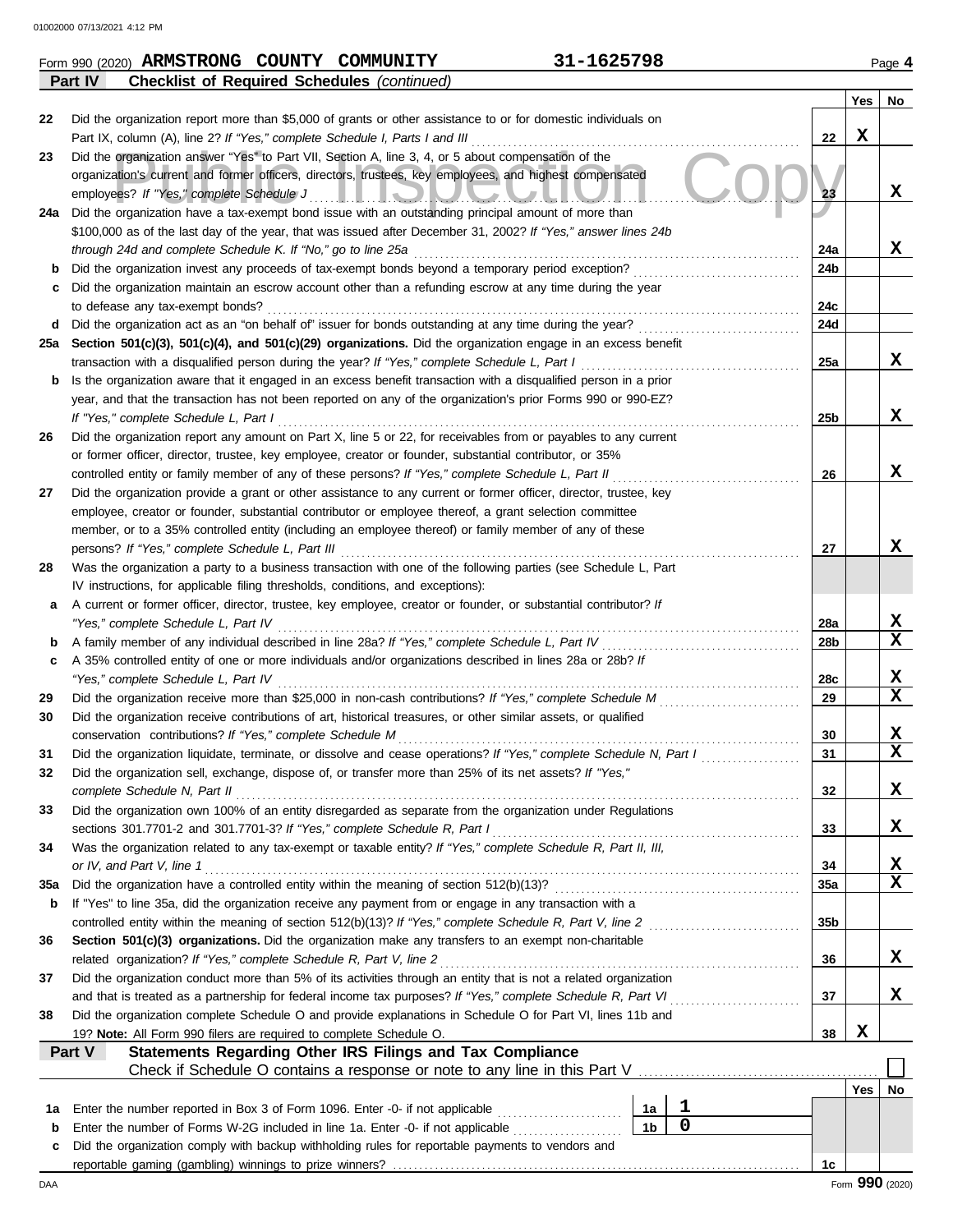Form 990 (2020) **ARMSTRONG COUNTY COMMUNITY** **31-1625798** Page **4**

**Part IV** **Checklist of Required Schedules** *(continued)*

| | | | Yes | No |
|---|---|---|---|---|
| 22 | Did the organization report more than $5,000 of grants or other assistance to or for domestic individuals on Part IX, column (A), line 2? *If "Yes," complete Schedule I, Parts I and III* | 22 | X | |
| 23 | Did the organization answer "Yes" to Part VII, Section A, line 3, 4, or 5 about compensation of the organization's current and former officers, directors, trustees, key employees, and highest compensated employees? *If "Yes," complete Schedule J* | 23 | | X |
| 24a | Did the organization have a tax-exempt bond issue with an outstanding principal amount of more than $100,000 as of the last day of the year, that was issued after December 31, 2002? *If "Yes," answer lines 24b through 24d and complete Schedule K. If "No," go to line 25a* | 24a | | X |
| b | Did the organization invest any proceeds of tax-exempt bonds beyond a temporary period exception? | 24b | | |
| c | Did the organization maintain an escrow account other than a refunding escrow at any time during the year to defease any tax-exempt bonds? | 24c | | |
| d | Did the organization act as an "on behalf of" issuer for bonds outstanding at any time during the year? | 24d | | |
| 25a | **Section 501(c)(3), 501(c)(4), and 501(c)(29) organizations.** Did the organization engage in an excess benefit transaction with a disqualified person during the year? *If "Yes," complete Schedule L, Part I* | 25a | | X |
| b | Is the organization aware that it engaged in an excess benefit transaction with a disqualified person in a prior year, and that the transaction has not been reported on any of the organization's prior Forms 990 or 990-EZ? *If "Yes," complete Schedule L, Part I* | 25b | | X |
| 26 | Did the organization report any amount on Part X, line 5 or 22, for receivables from or payables to any current or former officer, director, trustee, key employee, creator or founder, substantial contributor, or 35% controlled entity or family member of any of these persons? *If "Yes," complete Schedule L, Part II* | 26 | | X |
| 27 | Did the organization provide a grant or other assistance to any current or former officer, director, trustee, key employee, creator or founder, substantial contributor or employee thereof, a grant selection committee member, or to a 35% controlled entity (including an employee thereof) or family member of any of these persons? *If "Yes," complete Schedule L, Part III* | 27 | | X |
| 28 | Was the organization a party to a business transaction with one of the following parties (see Schedule L, Part IV instructions, for applicable filing thresholds, conditions, and exceptions): | | | |
| a | A current or former officer, director, trustee, key employee, creator or founder, or substantial contributor? *If "Yes," complete Schedule L, Part IV* | 28a | | X |
| b | A family member of any individual described in line 28a? *If "Yes," complete Schedule L, Part IV* | 28b | | X |
| c | A 35% controlled entity of one or more individuals and/or organizations described in lines 28a or 28b? *If "Yes," complete Schedule L, Part IV* | 28c | | X |
| 29 | Did the organization receive more than $25,000 in non-cash contributions? *If "Yes," complete Schedule M* | 29 | | X |
| 30 | Did the organization receive contributions of art, historical treasures, or other similar assets, or qualified conservation contributions? *If "Yes," complete Schedule M* | 30 | | X |
| 31 | Did the organization liquidate, terminate, or dissolve and cease operations? *If "Yes," complete Schedule N, Part I* | 31 | | X |
| 32 | Did the organization sell, exchange, dispose of, or transfer more than 25% of its net assets? *If "Yes," complete Schedule N, Part II* | 32 | | X |
| 33 | Did the organization own 100% of an entity disregarded as separate from the organization under Regulations sections 301.7701-2 and 301.7701-3? *If "Yes," complete Schedule R, Part I* | 33 | | X |
| 34 | Was the organization related to any tax-exempt or taxable entity? *If "Yes," complete Schedule R, Part II, III, or IV, and Part V, line 1* | 34 | | X |
| 35a | Did the organization have a controlled entity within the meaning of section 512(b)(13)? | 35a | | X |
| b | If "Yes" to line 35a, did the organization receive any payment from or engage in any transaction with a controlled entity within the meaning of section 512(b)(13)? *If "Yes," complete Schedule R, Part V, line 2* | 35b | | |
| 36 | **Section 501(c)(3) organizations.** Did the organization make any transfers to an exempt non-charitable related organization? *If "Yes," complete Schedule R, Part V, line 2* | 36 | | X |
| 37 | Did the organization conduct more than 5% of its activities through an entity that is not a related organization and that is treated as a partnership for federal income tax purposes? *If "Yes," complete Schedule R, Part VI* | 37 | | X |
| 38 | Did the organization complete Schedule O and provide explanations in Schedule O for Part VI, lines 11b and 19? **Note:** All Form 990 filers are required to complete Schedule O. | 38 | X | |

**Part V** **Statements Regarding Other IRS Filings and Tax Compliance**

Check if Schedule O contains a response or note to any line in this Part V ☐

| | | | | | Yes | No |
|---|---|---|---|---|---|---|
| 1a | Enter the number reported in Box 3 of Form 1096. Enter -0- if not applicable | 1a | 1 | | | |
| b | Enter the number of Forms W-2G included in line 1a. Enter -0- if not applicable | 1b | 0 | | | |
| c | Did the organization comply with backup withholding rules for reportable payments to vendors and reportable gaming (gambling) winnings to prize winners? | | | 1c | | |

Form **990** (2020)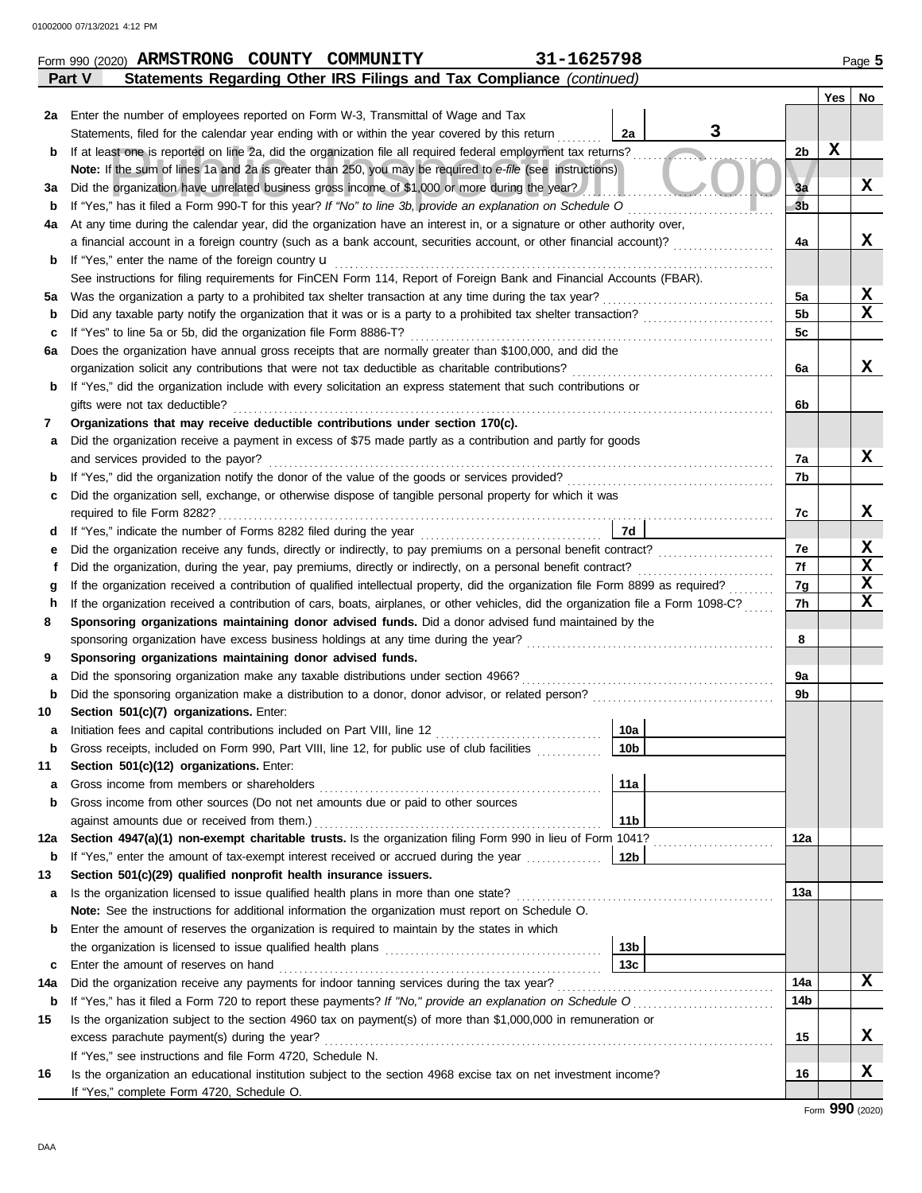Form 990 (2020) **ARMSTRONG COUNTY COMMUNITY** **31-1625798** Page **5**

## Part V Statements Regarding Other IRS Filings and Tax Compliance *(continued)*

| | | | | Yes | No |
|---|---|---|---|---|---|
| 2a | Enter the number of employees reported on Form W-3, Transmittal of Wage and Tax Statements, filed for the calendar year ending with or within the year covered by this return | 2a | 3 | | |
| b | If at least one is reported on line 2a, did the organization file all required federal employment tax returns? | | 2b | X | |
| | **Note:** If the sum of lines 1a and 2a is greater than 250, you may be required to *e-file* (see instructions) | | | | |
| 3a | Did the organization have unrelated business gross income of $1,000 or more during the year? | | 3a | | X |
| b | If "Yes," has it filed a Form 990-T for this year? *If "No" to line 3b, provide an explanation on Schedule O* | | 3b | | |
| 4a | At any time during the calendar year, did the organization have an interest in, or a signature or other authority over, a financial account in a foreign country (such as a bank account, securities account, or other financial account)? | | 4a | | X |
| b | If "Yes," enter the name of the foreign country u | | | | |
| | See instructions for filing requirements for FinCEN Form 114, Report of Foreign Bank and Financial Accounts (FBAR). | | | | |
| 5a | Was the organization a party to a prohibited tax shelter transaction at any time during the tax year? | | 5a | | X |
| b | Did any taxable party notify the organization that it was or is a party to a prohibited tax shelter transaction? | | 5b | | X |
| c | If "Yes" to line 5a or 5b, did the organization file Form 8886-T? | | 5c | | |
| 6a | Does the organization have annual gross receipts that are normally greater than $100,000, and did the organization solicit any contributions that were not tax deductible as charitable contributions? | | 6a | | X |
| b | If "Yes," did the organization include with every solicitation an express statement that such contributions or gifts were not tax deductible? | | 6b | | |
| 7 | **Organizations that may receive deductible contributions under section 170(c).** | | | | |
| a | Did the organization receive a payment in excess of $75 made partly as a contribution and partly for goods and services provided to the payor? | | 7a | | X |
| b | If "Yes," did the organization notify the donor of the value of the goods or services provided? | | 7b | | |
| c | Did the organization sell, exchange, or otherwise dispose of tangible personal property for which it was required to file Form 8282? | | 7c | | X |
| d | If "Yes," indicate the number of Forms 8282 filed during the year | 7d | | | |
| e | Did the organization receive any funds, directly or indirectly, to pay premiums on a personal benefit contract? | | 7e | | X |
| f | Did the organization, during the year, pay premiums, directly or indirectly, on a personal benefit contract? | | 7f | | X |
| g | If the organization received a contribution of qualified intellectual property, did the organization file Form 8899 as required? | | 7g | | X |
| h | If the organization received a contribution of cars, boats, airplanes, or other vehicles, did the organization file a Form 1098-C? | | 7h | | X |
| 8 | **Sponsoring organizations maintaining donor advised funds.** Did a donor advised fund maintained by the sponsoring organization have excess business holdings at any time during the year? | | 8 | | |
| 9 | **Sponsoring organizations maintaining donor advised funds.** | | | | |
| a | Did the sponsoring organization make any taxable distributions under section 4966? | | 9a | | |
| b | Did the sponsoring organization make a distribution to a donor, donor advisor, or related person? | | 9b | | |
| 10 | **Section 501(c)(7) organizations.** Enter: | | | | |
| a | Initiation fees and capital contributions included on Part VIII, line 12 | 10a | | | |
| b | Gross receipts, included on Form 990, Part VIII, line 12, for public use of club facilities | 10b | | | |
| 11 | **Section 501(c)(12) organizations.** Enter: | | | | |
| a | Gross income from members or shareholders | 11a | | | |
| b | Gross income from other sources (Do not net amounts due or paid to other sources against amounts due or received from them.) | 11b | | | |
| 12a | **Section 4947(a)(1) non-exempt charitable trusts.** Is the organization filing Form 990 in lieu of Form 1041? | | 12a | | |
| b | If "Yes," enter the amount of tax-exempt interest received or accrued during the year | 12b | | | |
| 13 | **Section 501(c)(29) qualified nonprofit health insurance issuers.** | | | | |
| a | Is the organization licensed to issue qualified health plans in more than one state? | | 13a | | |
| | **Note:** See the instructions for additional information the organization must report on Schedule O. | | | | |
| b | Enter the amount of reserves the organization is required to maintain by the states in which the organization is licensed to issue qualified health plans | 13b | | | |
| c | Enter the amount of reserves on hand | 13c | | | |
| 14a | Did the organization receive any payments for indoor tanning services during the tax year? | | 14a | | X |
| b | If "Yes," has it filed a Form 720 to report these payments? *If "No," provide an explanation on Schedule O* | | 14b | | |
| 15 | Is the organization subject to the section 4960 tax on payment(s) of more than $1,000,000 in remuneration or excess parachute payment(s) during the year? | | 15 | | X |
| | If "Yes," see instructions and file Form 4720, Schedule N. | | | | |
| 16 | Is the organization an educational institution subject to the section 4968 excise tax on net investment income? | | 16 | | X |
| | If "Yes," complete Form 4720, Schedule O. | | | | |

Form **990** (2020)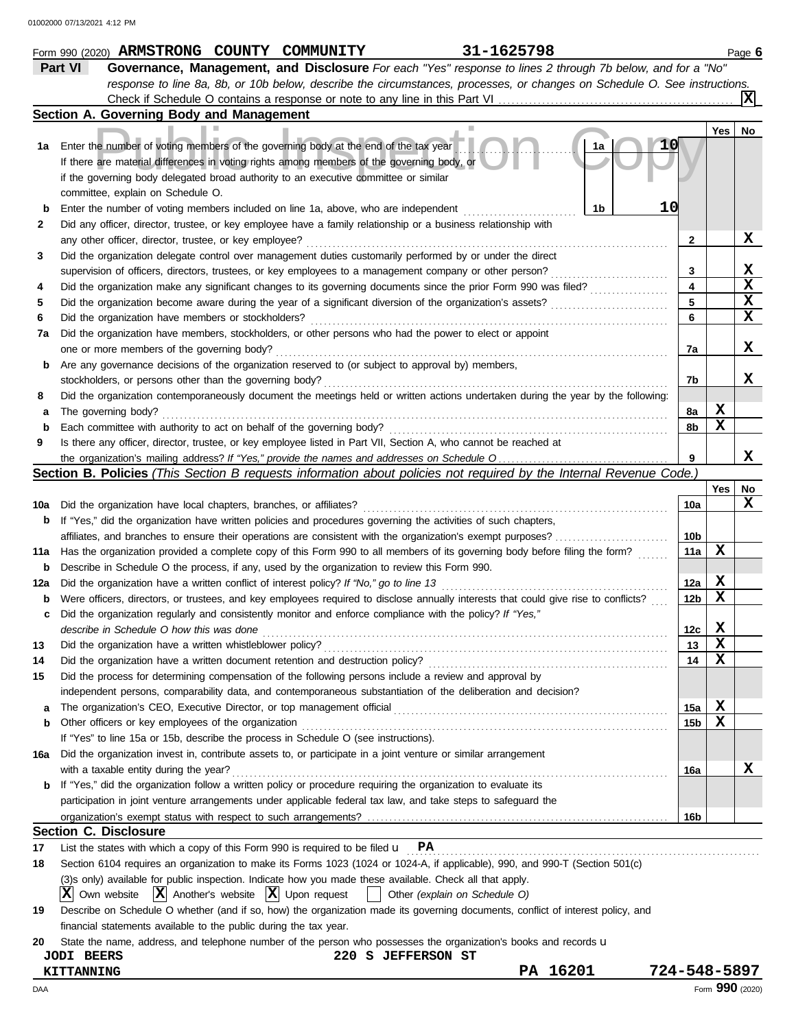Form 990 (2020) **ARMSTRONG COUNTY COMMUNITY** **31-1625798** Page **6**

## Part VI Governance, Management, and Disclosure

*For each "Yes" response to lines 2 through 7b below, and for a "No" response to line 8a, 8b, or 10b below, describe the circumstances, processes, or changes on Schedule O. See instructions.*

Check if Schedule O contains a response or note to any line in this Part VI . . . . . . . . . . **X**

### Section A. Governing Body and Management

| | | | Yes | No |
|---|---|---|---|---|
| **1a** | Enter the number of voting members of the governing body at the end of the tax year . . . **1a** 10. If there are material differences in voting rights among members of the governing body, or if the governing body delegated broad authority to an executive committee or similar committee, explain on Schedule O. | | | |
| **b** | Enter the number of voting members included on line 1a, above, who are independent . . . **1b** 10 | | | |
| **2** | Did any officer, director, trustee, or key employee have a family relationship or a business relationship with any other officer, director, trustee, or key employee? | 2 | | X |
| **3** | Did the organization delegate control over management duties customarily performed by or under the direct supervision of officers, directors, trustees, or key employees to a management company or other person? | 3 | | X |
| **4** | Did the organization make any significant changes to its governing documents since the prior Form 990 was filed? | 4 | | X |
| **5** | Did the organization become aware during the year of a significant diversion of the organization's assets? | 5 | | X |
| **6** | Did the organization have members or stockholders? | 6 | | X |
| **7a** | Did the organization have members, stockholders, or other persons who had the power to elect or appoint one or more members of the governing body? | 7a | | X |
| **b** | Are any governance decisions of the organization reserved to (or subject to approval by) members, stockholders, or persons other than the governing body? | 7b | | X |
| **8** | Did the organization contemporaneously document the meetings held or written actions undertaken during the year by the following: | | | |
| **a** | The governing body? | 8a | X | |
| **b** | Each committee with authority to act on behalf of the governing body? | 8b | X | |
| **9** | Is there any officer, director, trustee, or key employee listed in Part VII, Section A, who cannot be reached at the organization's mailing address? *If "Yes," provide the names and addresses on Schedule O* | 9 | | X |

### Section B. Policies *(This Section B requests information about policies not required by the Internal Revenue Code.)*

| | | | Yes | No |
|---|---|---|---|---|
| **10a** | Did the organization have local chapters, branches, or affiliates? | 10a | | X |
| **b** | If "Yes," did the organization have written policies and procedures governing the activities of such chapters, affiliates, and branches to ensure their operations are consistent with the organization's exempt purposes? | 10b | | |
| **11a** | Has the organization provided a complete copy of this Form 990 to all members of its governing body before filing the form? | 11a | X | |
| **b** | Describe in Schedule O the process, if any, used by the organization to review this Form 990. | | | |
| **12a** | Did the organization have a written conflict of interest policy? *If "No," go to line 13* | 12a | X | |
| **b** | Were officers, directors, or trustees, and key employees required to disclose annually interests that could give rise to conflicts? | 12b | X | |
| **c** | Did the organization regularly and consistently monitor and enforce compliance with the policy? *If "Yes," describe in Schedule O how this was done* | 12c | X | |
| **13** | Did the organization have a written whistleblower policy? | 13 | X | |
| **14** | Did the organization have a written document retention and destruction policy? | 14 | X | |
| **15** | Did the process for determining compensation of the following persons include a review and approval by independent persons, comparability data, and contemporaneous substantiation of the deliberation and decision? | | | |
| **a** | The organization's CEO, Executive Director, or top management official | 15a | X | |
| **b** | Other officers or key employees of the organization | 15b | X | |
| | If "Yes" to line 15a or 15b, describe the process in Schedule O (see instructions). | | | |
| **16a** | Did the organization invest in, contribute assets to, or participate in a joint venture or similar arrangement with a taxable entity during the year? | 16a | | X |
| **b** | If "Yes," did the organization follow a written policy or procedure requiring the organization to evaluate its participation in joint venture arrangements under applicable federal tax law, and take steps to safeguard the organization's exempt status with respect to such arrangements? | 16b | | |

### Section C. Disclosure

**17** List the states with which a copy of this Form 990 is required to be filed u **PA**

**18** Section 6104 requires an organization to make its Forms 1023 (1024 or 1024-A, if applicable), 990, and 990-T (Section 501(c)(3)s only) available for public inspection. Indicate how you made these available. Check all that apply.

**X** Own website **X** Another's website **X** Upon request ☐ Other *(explain on Schedule O)*

**19** Describe on Schedule O whether (and if so, how) the organization made its governing documents, conflict of interest policy, and financial statements available to the public during the tax year.

**20** State the name, address, and telephone number of the person who possesses the organization's books and records u

**JODI BEERS** **220 S JEFFERSON ST**
**KITTANNING** **PA 16201** **724-548-5897**

DAA Form **990** (2020)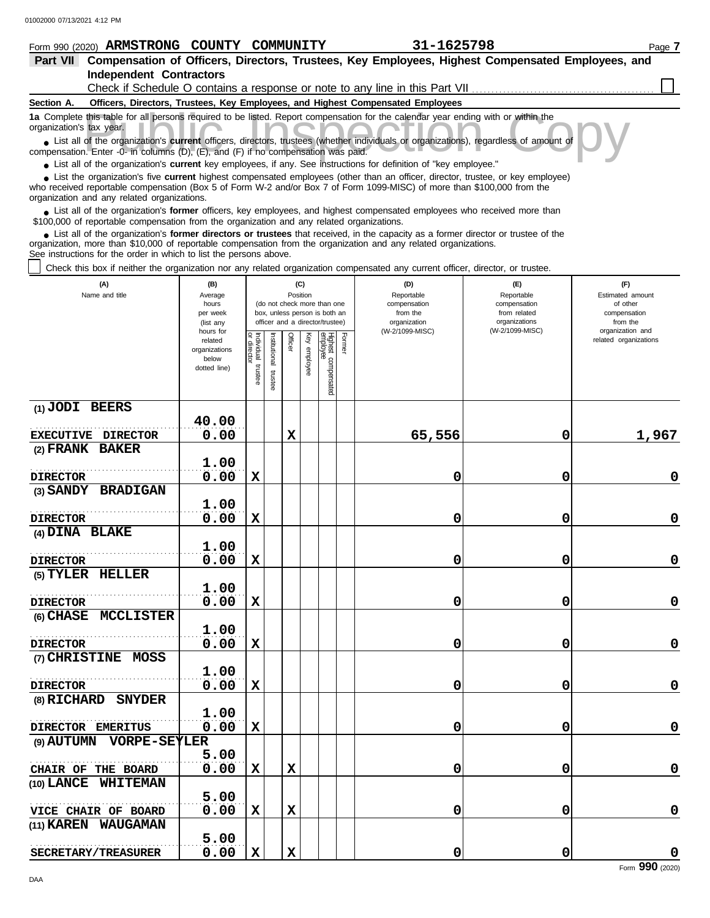Form 990 (2020) **ARMSTRONG COUNTY COMMUNITY** **31-1625798** Page **7**

## Part VII Compensation of Officers, Directors, Trustees, Key Employees, Highest Compensated Employees, and Independent Contractors

Check if Schedule O contains a response or note to any line in this Part VII ☐

### Section A. Officers, Directors, Trustees, Key Employees, and Highest Compensated Employees

**1a** Complete this table for all persons required to be listed. Report compensation for the calendar year ending with or within the organization's tax year.

- List all of the organization's **current** officers, directors, trustees (whether individuals or organizations), regardless of amount of compensation. Enter -0- in columns (D), (E), and (F) if no compensation was paid.
- List all of the organization's **current** key employees, if any. See instructions for definition of "key employee."
- List the organization's five **current** highest compensated employees (other than an officer, director, trustee, or key employee) who received reportable compensation (Box 5 of Form W-2 and/or Box 7 of Form 1099-MISC) of more than $100,000 from the organization and any related organizations.
- List all of the organization's **former** officers, key employees, and highest compensated employees who received more than $100,000 of reportable compensation from the organization and any related organizations.
- List all of the organization's **former directors or trustees** that received, in the capacity as a former director or trustee of the organization, more than $10,000 of reportable compensation from the organization and any related organizations.

See instructions for the order in which to list the persons above.

☐ Check this box if neither the organization nor any related organization compensated any current officer, director, or trustee.

| (A) Name and title | (B) Average hours per week (list any hours for related organizations below dotted line) | (C) Position: Individual trustee or director | Institutional trustee | Officer | Key employee | Highest compensated employee | Former | (D) Reportable compensation from the organization (W-2/1099-MISC) | (E) Reportable compensation from related organizations (W-2/1099-MISC) | (F) Estimated amount of other compensation from the organization and related organizations |
|---|---|---|---|---|---|---|---|---|---|---|
| (1) JODI BEERS<br>EXECUTIVE DIRECTOR | 40.00<br>0.00 | | | X | | | | 65,556 | 0 | 1,967 |
| (2) FRANK BAKER<br>DIRECTOR | 1.00<br>0.00 | X | | | | | | 0 | 0 | 0 |
| (3) SANDY BRADIGAN<br>DIRECTOR | 1.00<br>0.00 | X | | | | | | 0 | 0 | 0 |
| (4) DINA BLAKE<br>DIRECTOR | 1.00<br>0.00 | X | | | | | | 0 | 0 | 0 |
| (5) TYLER HELLER<br>DIRECTOR | 1.00<br>0.00 | X | | | | | | 0 | 0 | 0 |
| (6) CHASE MCCLISTER<br>DIRECTOR | 1.00<br>0.00 | X | | | | | | 0 | 0 | 0 |
| (7) CHRISTINE MOSS<br>DIRECTOR | 1.00<br>0.00 | X | | | | | | 0 | 0 | 0 |
| (8) RICHARD SNYDER<br>DIRECTOR EMERITUS | 1.00<br>0.00 | X | | | | | | 0 | 0 | 0 |
| (9) AUTUMN VORPE-SEYLER<br>CHAIR OF THE BOARD | 5.00<br>0.00 | X | | X | | | | 0 | 0 | 0 |
| (10) LANCE WHITEMAN<br>VICE CHAIR OF BOARD | 5.00<br>0.00 | X | | X | | | | 0 | 0 | 0 |
| (11) KAREN WAUGAMAN<br>SECRETARY/TREASURER | 5.00<br>0.00 | X | | X | | | | 0 | 0 | 0 |

Form **990** (2020)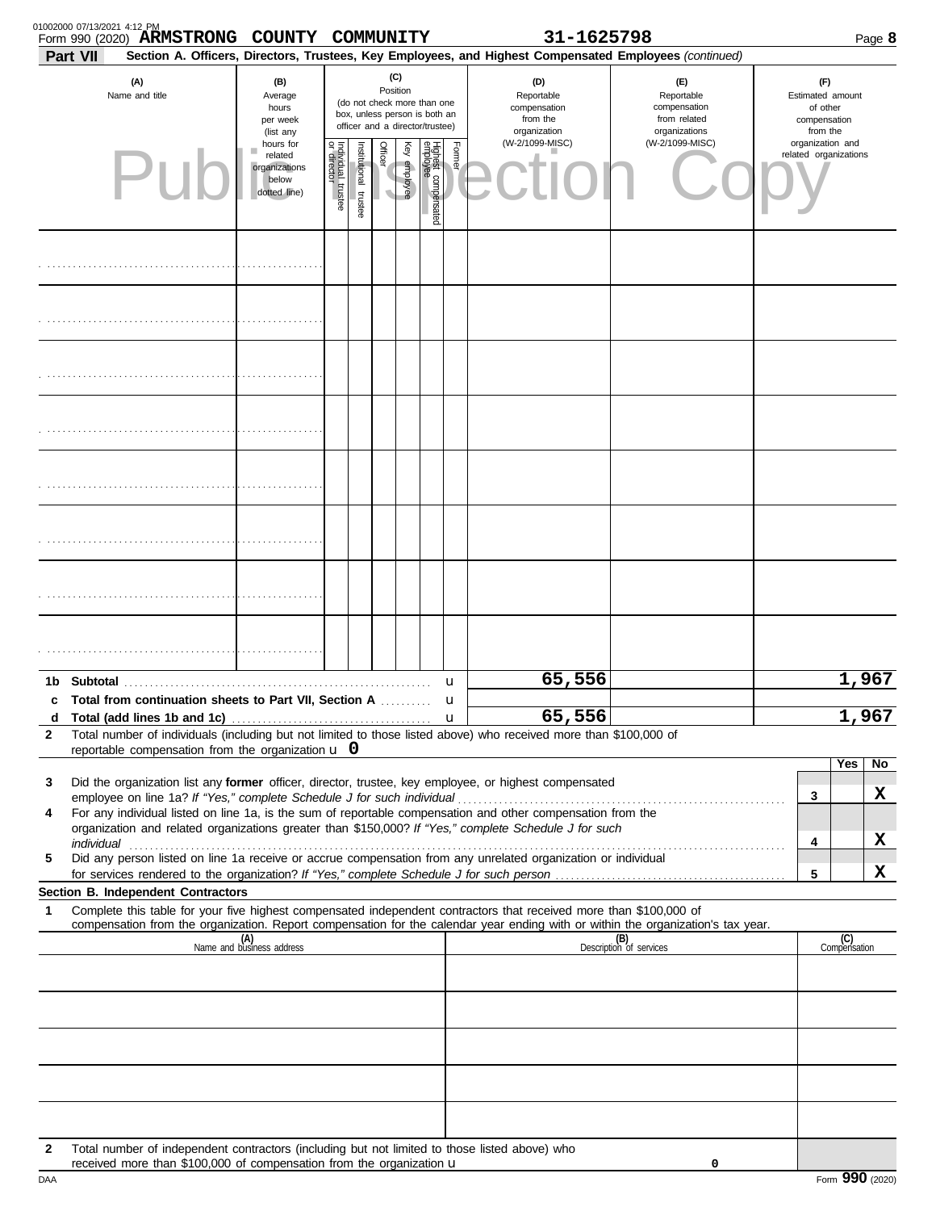Form 990 (2020) **ARMSTRONG COUNTY COMMUNITY** **31-1625798**

**Part VII** **Section A. Officers, Directors, Trustees, Key Employees, and Highest Compensated Employees** *(continued)*

| (A) Name and title | (B) Average hours per week (list any hours for related organizations below dotted line) | (C) Position (do not check more than one box, unless person is both an officer and a director/trustee): Individual trustee or director | Institutional trustee | Officer | Key employee | Highest compensated employee | Former | (D) Reportable compensation from the organization (W-2/1099-MISC) | (E) Reportable compensation from related organizations (W-2/1099-MISC) | (F) Estimated amount of other compensation from the organization and related organizations |
|---|---|---|---|---|---|---|---|---|---|---|
| | | | | | | | | | | |
| | | | | | | | | | | |
| | | | | | | | | | | |
| | | | | | | | | | | |
| | | | | | | | | | | |
| | | | | | | | | | | |
| | | | | | | | | | | |
| | | | | | | | | | | |

| | | (D) | (E) | (F) |
|---|---|---|---|---|
| **1b** | **Subtotal** | 65,556 | | 1,967 |
| **c** | **Total from continuation sheets to Part VII, Section A** | | | |
| **d** | **Total (add lines 1b and 1c)** | 65,556 | | 1,967 |

**2** Total number of individuals (including but not limited to those listed above) who received more than $100,000 of reportable compensation from the organization u 0

| | | | Yes | No |
|---|---|---|---|---|
| **3** | Did the organization list any **former** officer, director, trustee, key employee, or highest compensated employee on line 1a? *If "Yes," complete Schedule J for such individual* | 3 | | X |
| **4** | For any individual listed on line 1a, is the sum of reportable compensation and other compensation from the organization and related organizations greater than $150,000? *If "Yes," complete Schedule J for such individual* | 4 | | X |
| **5** | Did any person listed on line 1a receive or accrue compensation from any unrelated organization or individual for services rendered to the organization? *If "Yes," complete Schedule J for such person* | 5 | | X |

**Section B. Independent Contractors**

**1** Complete this table for your five highest compensated independent contractors that received more than $100,000 of compensation from the organization. Report compensation for the calendar year ending with or within the organization's tax year.

| (A) Name and business address | (B) Description of services | (C) Compensation |
|---|---|---|
| | | |
| | | |
| | | |
| | | |
| | | |

**2** Total number of independent contractors (including but not limited to those listed above) who received more than $100,000 of compensation from the organization u 0

Form **990** (2020)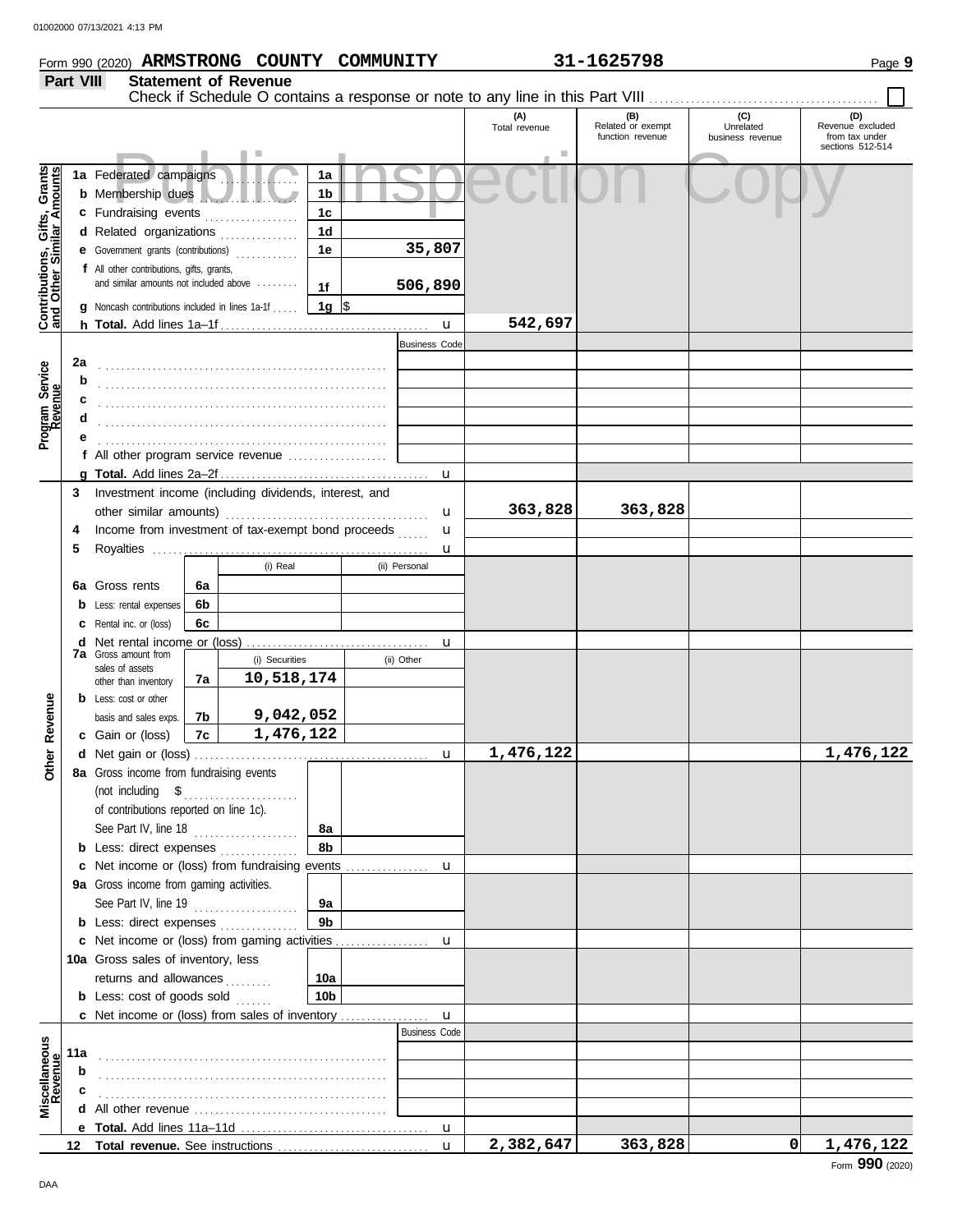Form 990 (2020) **ARMSTRONG COUNTY COMMUNITY** **31-1625798**

## Part VIII Statement of Revenue

Check if Schedule O contains a response or note to any line in this Part VIII ☐

| | | | (A) Total revenue | (B) Related or exempt function revenue | (C) Unrelated business revenue | (D) Revenue excluded from tax under sections 512-514 |
|---|---|---|---|---|---|---|
| **Contributions, Gifts, Grants and Other Similar Amounts** | 1a Federated campaigns | 1a | | | | |
| | b Membership dues | 1b | | | | |
| | c Fundraising events | 1c | | | | |
| | d Related organizations | 1d | | | | |
| | e Government grants (contributions) | 1e 35,807 | | | | |
| | f All other contributions, gifts, grants, and similar amounts not included above | 1f 506,890 | | | | |
| | g Noncash contributions included in lines 1a-1f | 1g $ | | | | |
| | h **Total.** Add lines 1a–1f | | 542,697 | | | |
| **Program Service Revenue** | | Business Code | | | | |
| | 2a | | | | | |
| | b | | | | | |
| | c | | | | | |
| | d | | | | | |
| | e | | | | | |
| | f All other program service revenue | | | | | |
| | g **Total.** Add lines 2a–2f | | | | | |
| **Other Revenue** | 3 Investment income (including dividends, interest, and other similar amounts) | | 363,828 | 363,828 | | |
| | 4 Income from investment of tax-exempt bond proceeds | | | | | |
| | 5 Royalties | | | | | |
| | | (i) Real / (ii) Personal | | | | |
| | 6a Gross rents | 6a | | | | |
| | b Less: rental expenses | 6b | | | | |
| | c Rental inc. or (loss) | 6c | | | | |
| | d Net rental income or (loss) | | | | | |
| | 7a Gross amount from sales of assets other than inventory | 7a (i) Securities: 10,518,174 / (ii) Other: | | | | |
| | b Less: cost or other basis and sales exps. | 7b (i) 9,042,052 | | | | |
| | c Gain or (loss) | 7c (i) 1,476,122 | | | | |
| | d Net gain or (loss) | | 1,476,122 | | | 1,476,122 |
| | 8a Gross income from fundraising events (not including $ of contributions reported on line 1c). See Part IV, line 18 | 8a | | | | |
| | b Less: direct expenses | 8b | | | | |
| | c Net income or (loss) from fundraising events | | | | | |
| | 9a Gross income from gaming activities. See Part IV, line 19 | 9a | | | | |
| | b Less: direct expenses | 9b | | | | |
| | c Net income or (loss) from gaming activities | | | | | |
| | 10a Gross sales of inventory, less returns and allowances | 10a | | | | |
| | b Less: cost of goods sold | 10b | | | | |
| | c Net income or (loss) from sales of inventory | | | | | |
| **Miscellaneous Revenue** | | Business Code | | | | |
| | 11a | | | | | |
| | b | | | | | |
| | c | | | | | |
| | d All other revenue | | | | | |
| | e **Total.** Add lines 11a–11d | | | | | |
| | 12 **Total revenue.** See instructions | | 2,382,647 | 363,828 | 0 | 1,476,122 |

Form **990** (2020)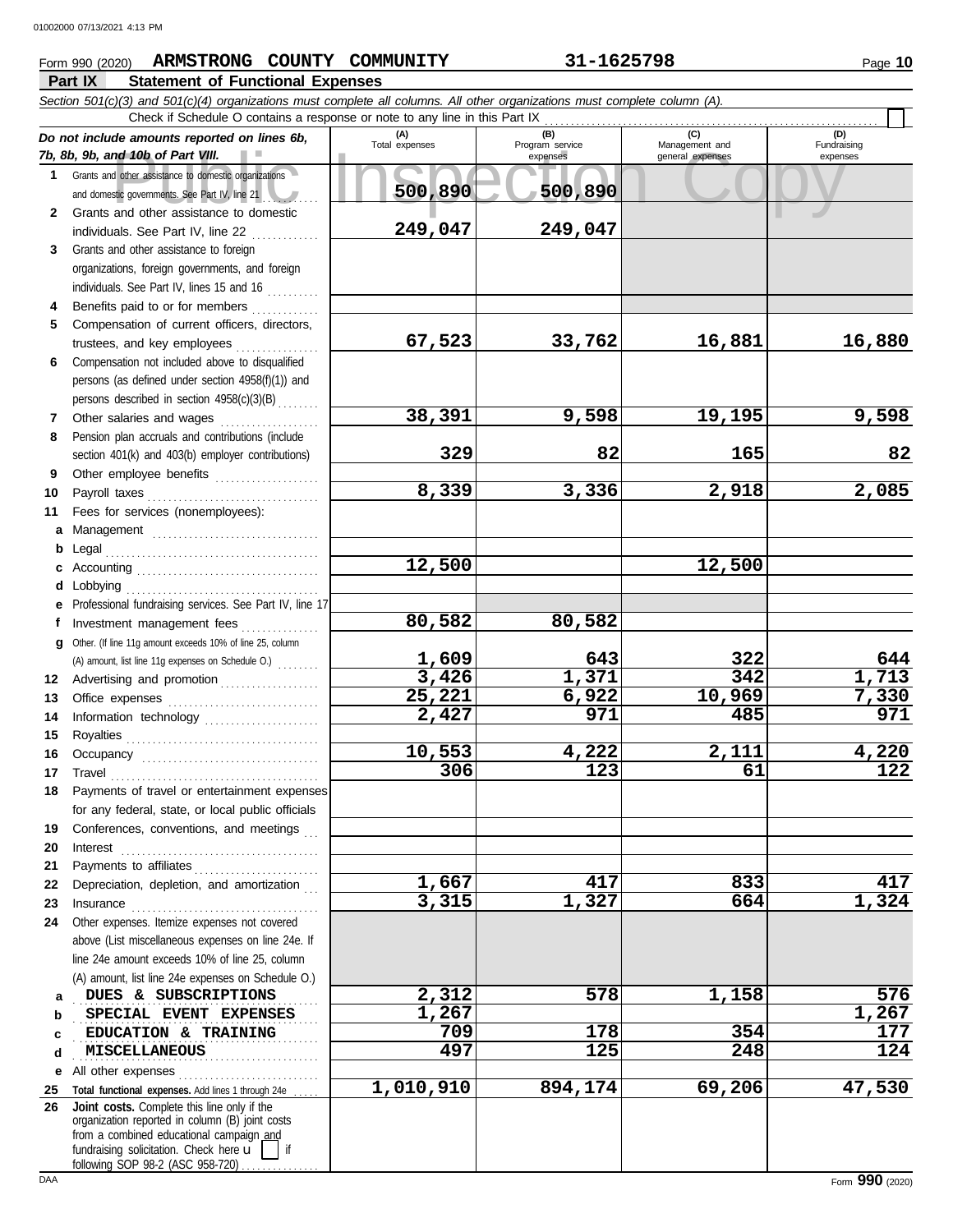Form 990 (2020) **ARMSTRONG COUNTY COMMUNITY** **31-1625798** Page **10**

## Part IX Statement of Functional Expenses

*Section 501(c)(3) and 501(c)(4) organizations must complete all columns. All other organizations must complete column (A).*

Check if Schedule O contains a response or note to any line in this Part IX

| *Do not include amounts reported on lines 6b, 7b, 8b, 9b, and 10b of Part VIII.* | (A) Total expenses | (B) Program service expenses | (C) Management and general expenses | (D) Fundraising expenses |
|---|---|---|---|---|
| 1 Grants and other assistance to domestic organizations and domestic governments. See Part IV, line 21 | 500,890 | 500,890 | | |
| 2 Grants and other assistance to domestic individuals. See Part IV, line 22 | 249,047 | 249,047 | | |
| 3 Grants and other assistance to foreign organizations, foreign governments, and foreign individuals. See Part IV, lines 15 and 16 | | | | |
| 4 Benefits paid to or for members | | | | |
| 5 Compensation of current officers, directors, trustees, and key employees | 67,523 | 33,762 | 16,881 | 16,880 |
| 6 Compensation not included above to disqualified persons (as defined under section 4958(f)(1)) and persons described in section 4958(c)(3)(B) | | | | |
| 7 Other salaries and wages | 38,391 | 9,598 | 19,195 | 9,598 |
| 8 Pension plan accruals and contributions (include section 401(k) and 403(b) employer contributions) | 329 | 82 | 165 | 82 |
| 9 Other employee benefits | | | | |
| 10 Payroll taxes | 8,339 | 3,336 | 2,918 | 2,085 |
| 11 Fees for services (nonemployees): | | | | |
| a Management | | | | |
| b Legal | | | | |
| c Accounting | 12,500 | | 12,500 | |
| d Lobbying | | | | |
| e Professional fundraising services. See Part IV, line 17 | | | | |
| f Investment management fees | 80,582 | 80,582 | | |
| g Other. (If line 11g amount exceeds 10% of line 25, column (A) amount, list line 11g expenses on Schedule O.) | 1,609 | 643 | 322 | 644 |
| 12 Advertising and promotion | 3,426 | 1,371 | 342 | 1,713 |
| 13 Office expenses | 25,221 | 6,922 | 10,969 | 7,330 |
| 14 Information technology | 2,427 | 971 | 485 | 971 |
| 15 Royalties | | | | |
| 16 Occupancy | 10,553 | 4,222 | 2,111 | 4,220 |
| 17 Travel | 306 | 123 | 61 | 122 |
| 18 Payments of travel or entertainment expenses for any federal, state, or local public officials | | | | |
| 19 Conferences, conventions, and meetings | | | | |
| 20 Interest | | | | |
| 21 Payments to affiliates | | | | |
| 22 Depreciation, depletion, and amortization | 1,667 | 417 | 833 | 417 |
| 23 Insurance | 3,315 | 1,327 | 664 | 1,324 |
| 24 Other expenses. Itemize expenses not covered above (List miscellaneous expenses on line 24e. If line 24e amount exceeds 10% of line 25, column (A) amount, list line 24e expenses on Schedule O.) | | | | |
| a DUES & SUBSCRIPTIONS | 2,312 | 578 | 1,158 | 576 |
| b SPECIAL EVENT EXPENSES | 1,267 | | | 1,267 |
| c EDUCATION & TRAINING | 709 | 178 | 354 | 177 |
| d MISCELLANEOUS | 497 | 125 | 248 | 124 |
| e All other expenses | | | | |
| 25 **Total functional expenses.** Add lines 1 through 24e | 1,010,910 | 894,174 | 69,206 | 47,530 |
| 26 **Joint costs.** Complete this line only if the organization reported in column (B) joint costs from a combined educational campaign and fundraising solicitation. Check here ☐ if following SOP 98-2 (ASC 958-720) | | | | |

Form **990** (2020)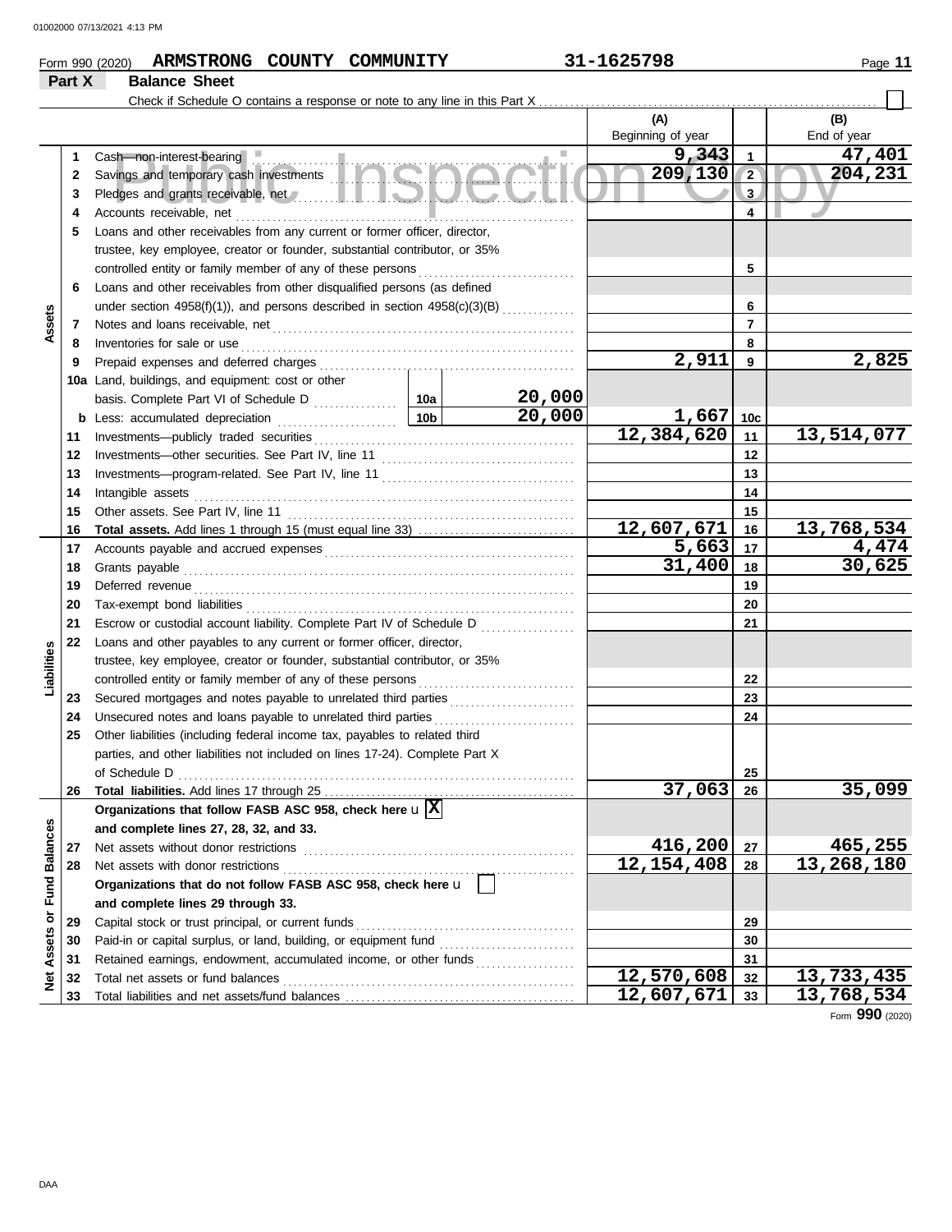Form 990 (2020) **ARMSTRONG COUNTY COMMUNITY** **31-1625798**

## Part X Balance Sheet

Check if Schedule O contains a response or note to any line in this Part X ☐

| | | | | (A) Beginning of year | | (B) End of year |
|---|---|---|---|---|---|---|
| **Assets** | 1 | Cash—non-interest-bearing | | 9,343 | 1 | 47,401 |
| | 2 | Savings and temporary cash investments | | 209,130 | 2 | 204,231 |
| | 3 | Pledges and grants receivable, net | | | 3 | |
| | 4 | Accounts receivable, net | | | 4 | |
| | 5 | Loans and other receivables from any current or former officer, director, trustee, key employee, creator or founder, substantial contributor, or 35% controlled entity or family member of any of these persons | | | 5 | |
| | 6 | Loans and other receivables from other disqualified persons (as defined under section 4958(f)(1)), and persons described in section 4958(c)(3)(B) | | | 6 | |
| | 7 | Notes and loans receivable, net | | | 7 | |
| | 8 | Inventories for sale or use | | | 8 | |
| | 9 | Prepaid expenses and deferred charges | | 2,911 | 9 | 2,825 |
| | 10a | Land, buildings, and equipment: cost or other basis. Complete Part VI of Schedule D | 10a 20,000 | | | |
| | b | Less: accumulated depreciation | 10b 20,000 | 1,667 | 10c | |
| | 11 | Investments—publicly traded securities | | 12,384,620 | 11 | 13,514,077 |
| | 12 | Investments—other securities. See Part IV, line 11 | | | 12 | |
| | 13 | Investments—program-related. See Part IV, line 11 | | | 13 | |
| | 14 | Intangible assets | | | 14 | |
| | 15 | Other assets. See Part IV, line 11 | | | 15 | |
| | 16 | **Total assets.** Add lines 1 through 15 (must equal line 33) | | 12,607,671 | 16 | 13,768,534 |
| **Liabilities** | 17 | Accounts payable and accrued expenses | | 5,663 | 17 | 4,474 |
| | 18 | Grants payable | | 31,400 | 18 | 30,625 |
| | 19 | Deferred revenue | | | 19 | |
| | 20 | Tax-exempt bond liabilities | | | 20 | |
| | 21 | Escrow or custodial account liability. Complete Part IV of Schedule D | | | 21 | |
| | 22 | Loans and other payables to any current or former officer, director, trustee, key employee, creator or founder, substantial contributor, or 35% controlled entity or family member of any of these persons | | | 22 | |
| | 23 | Secured mortgages and notes payable to unrelated third parties | | | 23 | |
| | 24 | Unsecured notes and loans payable to unrelated third parties | | | 24 | |
| | 25 | Other liabilities (including federal income tax, payables to related third parties, and other liabilities not included on lines 17-24). Complete Part X of Schedule D | | | 25 | |
| | 26 | **Total liabilities.** Add lines 17 through 25 | | 37,063 | 26 | 35,099 |
| **Net Assets or Fund Balances** | | **Organizations that follow FASB ASC 958, check here** ☒ **and complete lines 27, 28, 32, and 33.** | | | | |
| | 27 | Net assets without donor restrictions | | 416,200 | 27 | 465,255 |
| | 28 | Net assets with donor restrictions | | 12,154,408 | 28 | 13,268,180 |
| | | **Organizations that do not follow FASB ASC 958, check here** ☐ **and complete lines 29 through 33.** | | | | |
| | 29 | Capital stock or trust principal, or current funds | | | 29 | |
| | 30 | Paid-in or capital surplus, or land, building, or equipment fund | | | 30 | |
| | 31 | Retained earnings, endowment, accumulated income, or other funds | | | 31 | |
| | 32 | Total net assets or fund balances | | 12,570,608 | 32 | 13,733,435 |
| | 33 | Total liabilities and net assets/fund balances | | 12,607,671 | 33 | 13,768,534 |

Form **990** (2020)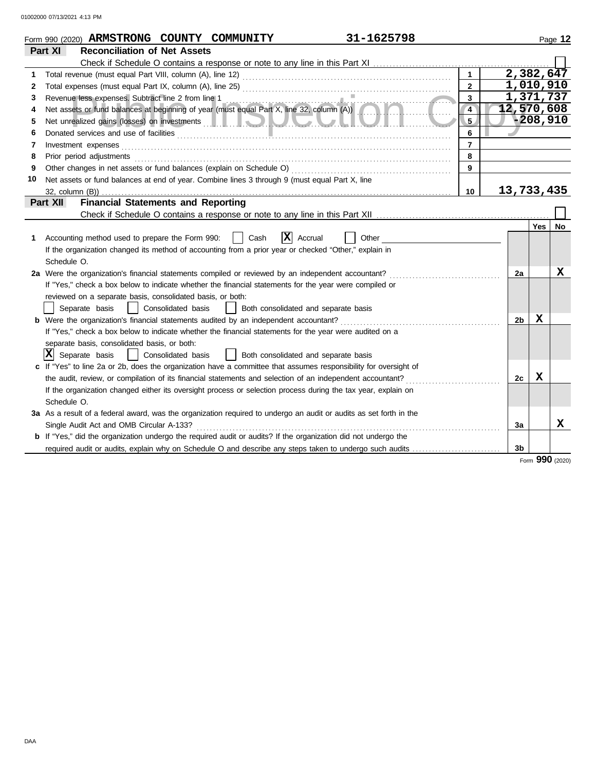Form 990 (2020) **ARMSTRONG COUNTY COMMUNITY** **31-1625798**

## Part XI Reconciliation of Net Assets

Check if Schedule O contains a response or note to any line in this Part XI ☐

| | | | |
|---|---|---|---|
| 1 | Total revenue (must equal Part VIII, column (A), line 12) | 1 | 2,382,647 |
| 2 | Total expenses (must equal Part IX, column (A), line 25) | 2 | 1,010,910 |
| 3 | Revenue less expenses. Subtract line 2 from line 1 | 3 | 1,371,737 |
| 4 | Net assets or fund balances at beginning of year (must equal Part X, line 32, column (A)) | 4 | 12,570,608 |
| 5 | Net unrealized gains (losses) on investments | 5 | -208,910 |
| 6 | Donated services and use of facilities | 6 | |
| 7 | Investment expenses | 7 | |
| 8 | Prior period adjustments | 8 | |
| 9 | Other changes in net assets or fund balances (explain on Schedule O) | 9 | |
| 10 | Net assets or fund balances at end of year. Combine lines 3 through 9 (must equal Part X, line 32, column (B)) | 10 | 13,733,435 |

## Part XII Financial Statements and Reporting

Check if Schedule O contains a response or note to any line in this Part XII ☐

| | | | Yes | No |
|---|---|---|---|---|
| 1 | Accounting method used to prepare the Form 990: ☐ Cash ☒ Accrual ☐ Other<br>If the organization changed its method of accounting from a prior year or checked "Other," explain in Schedule O. | | | |
| 2a | Were the organization's financial statements compiled or reviewed by an independent accountant?<br>If "Yes," check a box below to indicate whether the financial statements for the year were compiled or reviewed on a separate basis, consolidated basis, or both:<br>☐ Separate basis ☐ Consolidated basis ☐ Both consolidated and separate basis | 2a | | X |
| b | Were the organization's financial statements audited by an independent accountant?<br>If "Yes," check a box below to indicate whether the financial statements for the year were audited on a separate basis, consolidated basis, or both:<br>☒ Separate basis ☐ Consolidated basis ☐ Both consolidated and separate basis | 2b | X | |
| c | If "Yes" to line 2a or 2b, does the organization have a committee that assumes responsibility for oversight of the audit, review, or compilation of its financial statements and selection of an independent accountant?<br>If the organization changed either its oversight process or selection process during the tax year, explain on Schedule O. | 2c | X | |
| 3a | As a result of a federal award, was the organization required to undergo an audit or audits as set forth in the Single Audit Act and OMB Circular A-133? | 3a | | X |
| b | If "Yes," did the organization undergo the required audit or audits? If the organization did not undergo the required audit or audits, explain why on Schedule O and describe any steps taken to undergo such audits | 3b | | |

Form **990** (2020)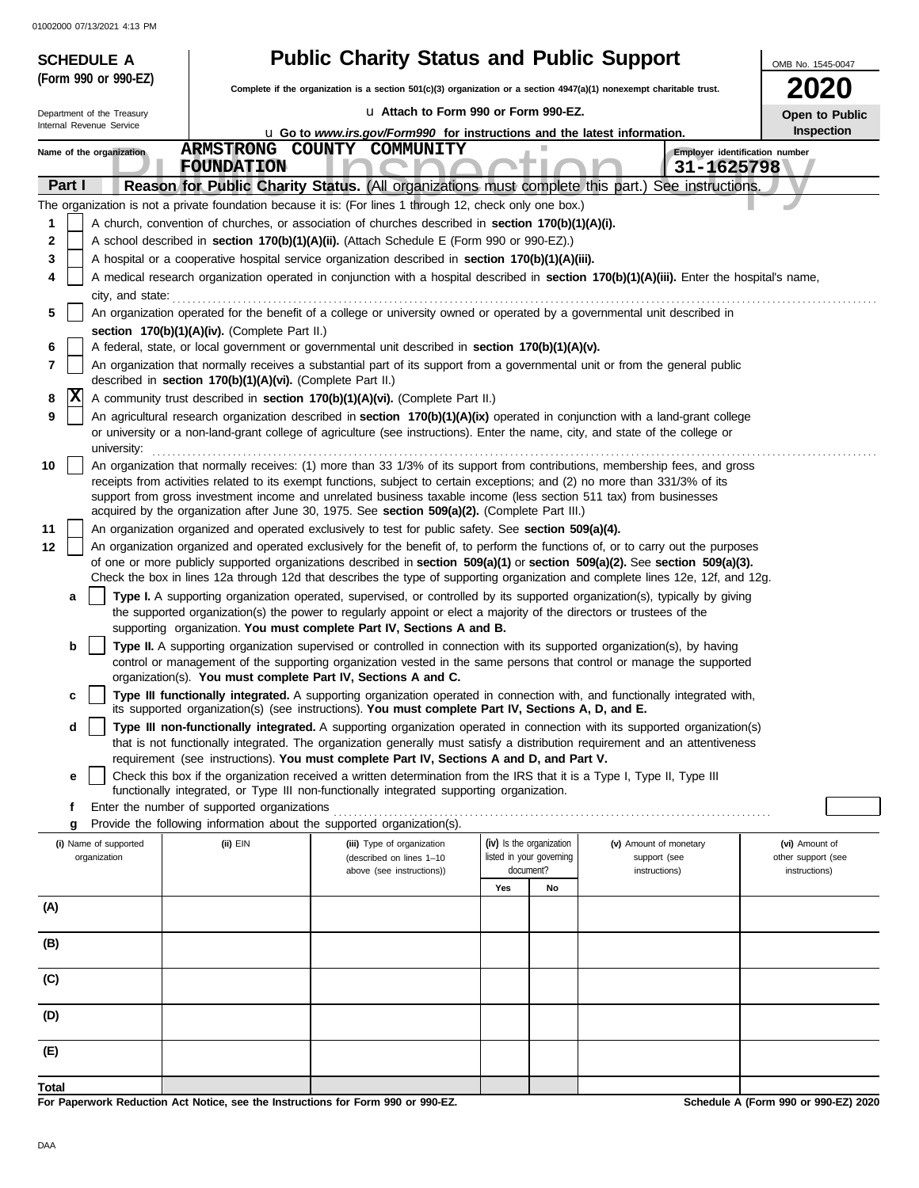01002000 07/13/2021 4:13 PM

**SCHEDULE A (Form 990 or 990-EZ)**

Department of the Treasury
Internal Revenue Service

# Public Charity Status and Public Support

**Complete if the organization is a section 501(c)(3) organization or a section 4947(a)(1) nonexempt charitable trust.**

u Attach to Form 990 or Form 990-EZ.

u Go to *www.irs.gov/Form990* for instructions and the latest information.

OMB No. 1545-0047

**2020**

**Open to Public Inspection**

Name of the organization: **ARMSTRONG COUNTY COMMUNITY FOUNDATION**

Employer identification number: **31-1625798**

**Part I** **Reason for Public Charity Status.** (All organizations must complete this part.) See instructions.

The organization is not a private foundation because it is: (For lines 1 through 12, check only one box.)

1 [ ] A church, convention of churches, or association of churches described in **section 170(b)(1)(A)(i).**

2 [ ] A school described in **section 170(b)(1)(A)(ii).** (Attach Schedule E (Form 990 or 990-EZ).)

3 [ ] A hospital or a cooperative hospital service organization described in **section 170(b)(1)(A)(iii).**

4 [ ] A medical research organization operated in conjunction with a hospital described in **section 170(b)(1)(A)(iii).** Enter the hospital's name, city, and state:

5 [ ] An organization operated for the benefit of a college or university owned or operated by a governmental unit described in **section 170(b)(1)(A)(iv).** (Complete Part II.)

6 [ ] A federal, state, or local government or governmental unit described in **section 170(b)(1)(A)(v).**

7 [ ] An organization that normally receives a substantial part of its support from a governmental unit or from the general public described in **section 170(b)(1)(A)(vi).** (Complete Part II.)

8 [X] A community trust described in **section 170(b)(1)(A)(vi).** (Complete Part II.)

9 [ ] An agricultural research organization described in **section 170(b)(1)(A)(ix)** operated in conjunction with a land-grant college or university or a non-land-grant college of agriculture (see instructions). Enter the name, city, and state of the college or university:

10 [ ] An organization that normally receives: (1) more than 33 1/3% of its support from contributions, membership fees, and gross receipts from activities related to its exempt functions, subject to certain exceptions; and (2) no more than 331/3% of its support from gross investment income and unrelated business taxable income (less section 511 tax) from businesses acquired by the organization after June 30, 1975. See **section 509(a)(2).** (Complete Part III.)

11 [ ] An organization organized and operated exclusively to test for public safety. See **section 509(a)(4).**

12 [ ] An organization organized and operated exclusively for the benefit of, to perform the functions of, or to carry out the purposes of one or more publicly supported organizations described in **section 509(a)(1)** or **section 509(a)(2).** See **section 509(a)(3).** Check the box in lines 12a through 12d that describes the type of supporting organization and complete lines 12e, 12f, and 12g.

a [ ] **Type I.** A supporting organization operated, supervised, or controlled by its supported organization(s), typically by giving the supported organization(s) the power to regularly appoint or elect a majority of the directors or trustees of the supporting organization. **You must complete Part IV, Sections A and B.**

b [ ] **Type II.** A supporting organization supervised or controlled in connection with its supported organization(s), by having control or management of the supporting organization vested in the same persons that control or manage the supported organization(s). **You must complete Part IV, Sections A and C.**

c [ ] **Type III functionally integrated.** A supporting organization operated in connection with, and functionally integrated with, its supported organization(s) (see instructions). **You must complete Part IV, Sections A, D, and E.**

d [ ] **Type III non-functionally integrated.** A supporting organization operated in connection with its supported organization(s) that is not functionally integrated. The organization generally must satisfy a distribution requirement and an attentiveness requirement (see instructions). **You must complete Part IV, Sections A and D, and Part V.**

e [ ] Check this box if the organization received a written determination from the IRS that it is a Type I, Type II, Type III functionally integrated, or Type III non-functionally integrated supporting organization.

f Enter the number of supported organizations

g Provide the following information about the supported organization(s).

| (i) Name of supported organization | (ii) EIN | (iii) Type of organization (described on lines 1–10 above (see instructions)) | (iv) Is the organization listed in your governing document? | | (v) Amount of monetary support (see instructions) | (vi) Amount of other support (see instructions) |
|---|---|---|---|---|---|---|
| | | | Yes | No | | |
| (A) | | | | | | |
| (B) | | | | | | |
| (C) | | | | | | |
| (D) | | | | | | |
| (E) | | | | | | |
| Total | | | | | | |

**For Paperwork Reduction Act Notice, see the Instructions for Form 990 or 990-EZ.**

**Schedule A (Form 990 or 990-EZ) 2020**

DAA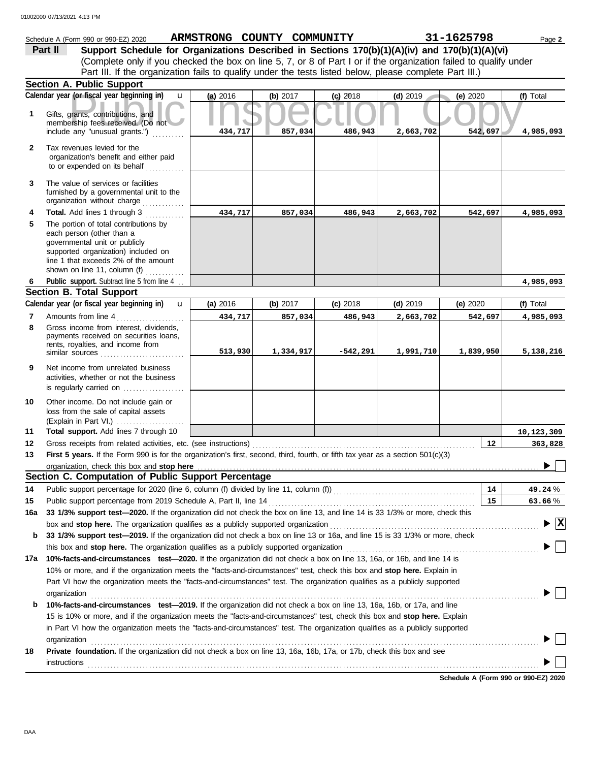Schedule A (Form 990 or 990-EZ) 2020 **ARMSTRONG COUNTY COMMUNITY** **31-1625798** Page **2**

**Part II** **Support Schedule for Organizations Described in Sections 170(b)(1)(A)(iv) and 170(b)(1)(A)(vi)**
(Complete only if you checked the box on line 5, 7, or 8 of Part I or if the organization failed to qualify under Part III. If the organization fails to qualify under the tests listed below, please complete Part III.)

## Section A. Public Support

| | Calendar year (or fiscal year beginning in) | (a) 2016 | (b) 2017 | (c) 2018 | (d) 2019 | (e) 2020 | (f) Total |
|---|---|---|---|---|---|---|---|
| 1 | Gifts, grants, contributions, and membership fees received. (Do not include any "unusual grants.") | 434,717 | 857,034 | 486,943 | 2,663,702 | 542,697 | 4,985,093 |
| 2 | Tax revenues levied for the organization's benefit and either paid to or expended on its behalf | | | | | | |
| 3 | The value of services or facilities furnished by a governmental unit to the organization without charge | | | | | | |
| 4 | **Total.** Add lines 1 through 3 | 434,717 | 857,034 | 486,943 | 2,663,702 | 542,697 | 4,985,093 |
| 5 | The portion of total contributions by each person (other than a governmental unit or publicly supported organization) included on line 1 that exceeds 2% of the amount shown on line 11, column (f) | | | | | | |
| 6 | **Public support.** Subtract line 5 from line 4 | | | | | | 4,985,093 |

## Section B. Total Support

| | Calendar year (or fiscal year beginning in) | (a) 2016 | (b) 2017 | (c) 2018 | (d) 2019 | (e) 2020 | (f) Total |
|---|---|---|---|---|---|---|---|
| 7 | Amounts from line 4 | 434,717 | 857,034 | 486,943 | 2,663,702 | 542,697 | 4,985,093 |
| 8 | Gross income from interest, dividends, payments received on securities loans, rents, royalties, and income from similar sources | 513,930 | 1,334,917 | -542,291 | 1,991,710 | 1,839,950 | 5,138,216 |
| 9 | Net income from unrelated business activities, whether or not the business is regularly carried on | | | | | | |
| 10 | Other income. Do not include gain or loss from the sale of capital assets (Explain in Part VI.) | | | | | | |
| 11 | **Total support.** Add lines 7 through 10 | | | | | | 10,123,309 |

**12** Gross receipts from related activities, etc. (see instructions) — **12** — 363,828

**13** **First 5 years.** If the Form 990 is for the organization's first, second, third, fourth, or fifth tax year as a section 501(c)(3) organization, check this box and **stop here** ☐

## Section C. Computation of Public Support Percentage

**14** Public support percentage for 2020 (line 6, column (f) divided by line 11, column (f)) — **14** — 49.24 %

**15** Public support percentage from 2019 Schedule A, Part II, line 14 — **15** — 63.66 %

**16a** **33 1/3% support test—2020.** If the organization did not check the box on line 13, and line 14 is 33 1/3% or more, check this box and **stop here.** The organization qualifies as a publicly supported organization ☒

**b** **33 1/3% support test—2019.** If the organization did not check a box on line 13 or 16a, and line 15 is 33 1/3% or more, check this box and **stop here.** The organization qualifies as a publicly supported organization ☐

**17a** **10%-facts-and-circumstances test—2020.** If the organization did not check a box on line 13, 16a, or 16b, and line 14 is 10% or more, and if the organization meets the "facts-and-circumstances" test, check this box and **stop here.** Explain in Part VI how the organization meets the "facts-and-circumstances" test. The organization qualifies as a publicly supported organization ☐

**b** **10%-facts-and-circumstances test—2019.** If the organization did not check a box on line 13, 16a, 16b, or 17a, and line 15 is 10% or more, and if the organization meets the "facts-and-circumstances" test, check this box and **stop here.** Explain in Part VI how the organization meets the "facts-and-circumstances" test. The organization qualifies as a publicly supported organization ☐

**18** **Private foundation.** If the organization did not check a box on line 13, 16a, 16b, 17a, or 17b, check this box and see instructions ☐

**Schedule A (Form 990 or 990-EZ) 2020**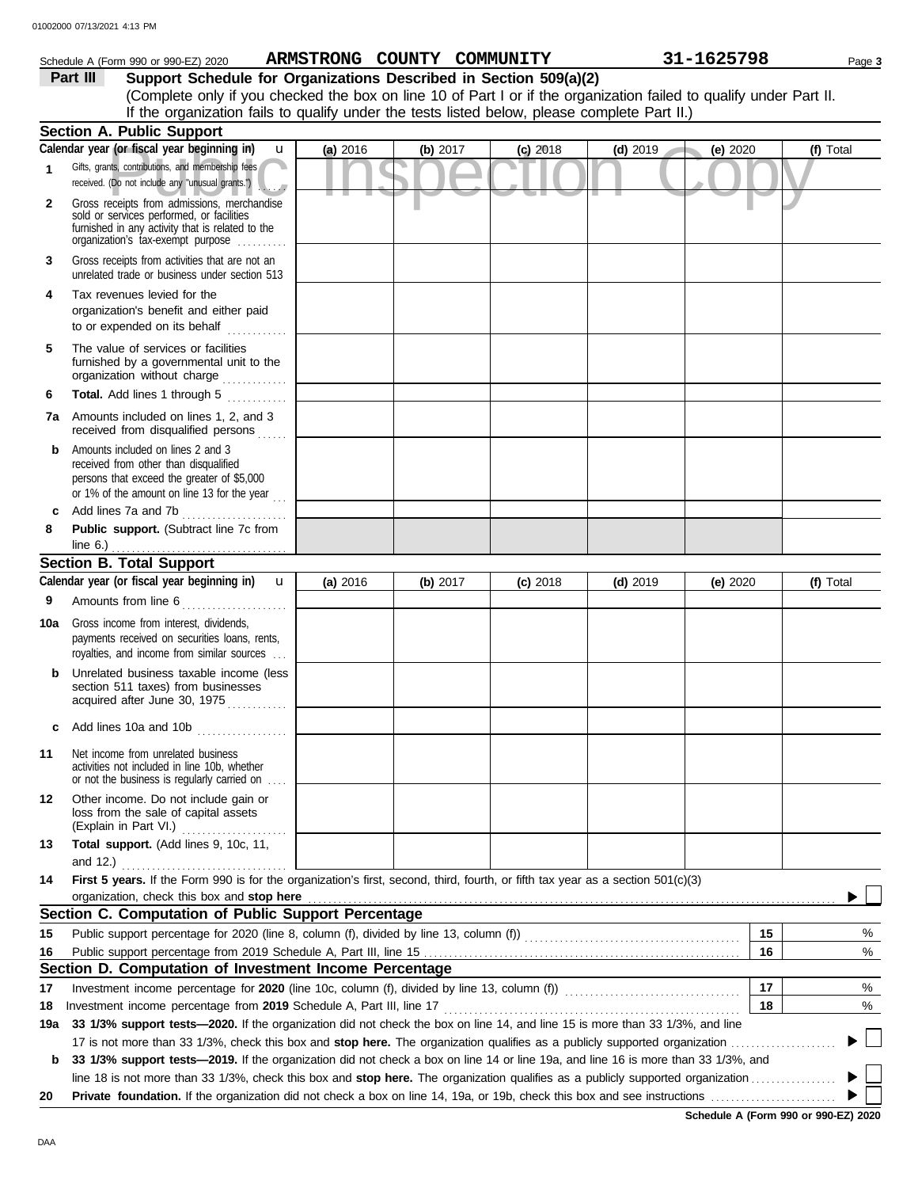Schedule A (Form 990 or 990-EZ) 2020 **ARMSTRONG COUNTY COMMUNITY** **31-1625798**

## Part III Support Schedule for Organizations Described in Section 509(a)(2)

(Complete only if you checked the box on line 10 of Part I or if the organization failed to qualify under Part II. If the organization fails to qualify under the tests listed below, please complete Part II.)

### Section A. Public Support

| Calendar year (or fiscal year beginning in) | (a) 2016 | (b) 2017 | (c) 2018 | (d) 2019 | (e) 2020 | (f) Total |
|---|---|---|---|---|---|---|
| 1 Gifts, grants, contributions, and membership fees received. (Do not include any "unusual grants.") | | | | | | |
| 2 Gross receipts from admissions, merchandise sold or services performed, or facilities furnished in any activity that is related to the organization's tax-exempt purpose | | | | | | |
| 3 Gross receipts from activities that are not an unrelated trade or business under section 513 | | | | | | |
| 4 Tax revenues levied for the organization's benefit and either paid to or expended on its behalf | | | | | | |
| 5 The value of services or facilities furnished by a governmental unit to the organization without charge | | | | | | |
| 6 **Total.** Add lines 1 through 5 | | | | | | |
| 7a Amounts included on lines 1, 2, and 3 received from disqualified persons | | | | | | |
| b Amounts included on lines 2 and 3 received from other than disqualified persons that exceed the greater of $5,000 or 1% of the amount on line 13 for the year | | | | | | |
| c Add lines 7a and 7b | | | | | | |
| 8 **Public support.** (Subtract line 7c from line 6.) | | | | | | |

### Section B. Total Support

| Calendar year (or fiscal year beginning in) | (a) 2016 | (b) 2017 | (c) 2018 | (d) 2019 | (e) 2020 | (f) Total |
|---|---|---|---|---|---|---|
| 9 Amounts from line 6 | | | | | | |
| 10a Gross income from interest, dividends, payments received on securities loans, rents, royalties, and income from similar sources | | | | | | |
| b Unrelated business taxable income (less section 511 taxes) from businesses acquired after June 30, 1975 | | | | | | |
| c Add lines 10a and 10b | | | | | | |
| 11 Net income from unrelated business activities not included in line 10b, whether or not the business is regularly carried on | | | | | | |
| 12 Other income. Do not include gain or loss from the sale of capital assets (Explain in Part VI.) | | | | | | |
| 13 **Total support.** (Add lines 9, 10c, 11, and 12.) | | | | | | |

**14** **First 5 years.** If the Form 990 is for the organization's first, second, third, fourth, or fifth tax year as a section 501(c)(3) organization, check this box and **stop here** ☐

### Section C. Computation of Public Support Percentage

| | | | |
|---|---|---|---|
| 15 | Public support percentage for 2020 (line 8, column (f), divided by line 13, column (f)) | 15 | % |
| 16 | Public support percentage from 2019 Schedule A, Part III, line 15 | 16 | % |

### Section D. Computation of Investment Income Percentage

| | | | |
|---|---|---|---|
| 17 | Investment income percentage for **2020** (line 10c, column (f), divided by line 13, column (f)) | 17 | % |
| 18 | Investment income percentage from **2019** Schedule A, Part III, line 17 | 18 | % |

**19a** **33 1/3% support tests—2020.** If the organization did not check the box on line 14, and line 15 is more than 33 1/3%, and line 17 is not more than 33 1/3%, check this box and **stop here.** The organization qualifies as a publicly supported organization ☐

**b** **33 1/3% support tests—2019.** If the organization did not check a box on line 14 or line 19a, and line 16 is more than 33 1/3%, and line 18 is not more than 33 1/3%, check this box and **stop here.** The organization qualifies as a publicly supported organization ☐

**20** **Private foundation.** If the organization did not check a box on line 14, 19a, or 19b, check this box and see instructions ☐

**Schedule A (Form 990 or 990-EZ) 2020**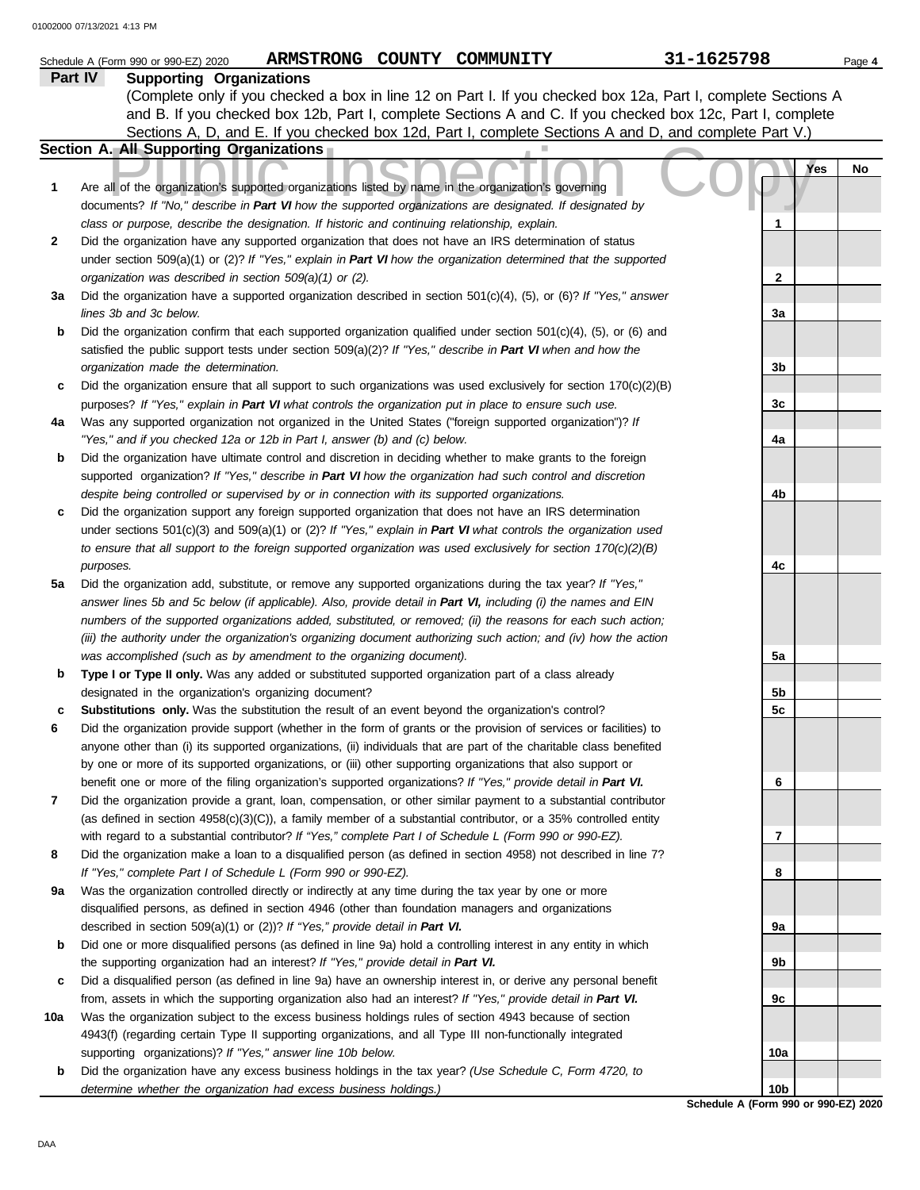Schedule A (Form 990 or 990-EZ) 2020 **ARMSTRONG COUNTY COMMUNITY** **31-1625798** Page **4**

## Part IV Supporting Organizations

(Complete only if you checked a box in line 12 on Part I. If you checked box 12a, Part I, complete Sections A and B. If you checked box 12b, Part I, complete Sections A and C. If you checked box 12c, Part I, complete Sections A, D, and E. If you checked box 12d, Part I, complete Sections A and D, and complete Part V.)

### Section A. All Supporting Organizations

| | | | Yes | No |
|---|---|---|---|---|
| **1** | Are all of the organization's supported organizations listed by name in the organization's governing documents? *If "No," describe in* ***Part VI*** *how the supported organizations are designated. If designated by class or purpose, describe the designation. If historic and continuing relationship, explain.* | **1** | | |
| **2** | Did the organization have any supported organization that does not have an IRS determination of status under section 509(a)(1) or (2)? *If "Yes," explain in* ***Part VI*** *how the organization determined that the supported organization was described in section 509(a)(1) or (2).* | **2** | | |
| **3a** | Did the organization have a supported organization described in section 501(c)(4), (5), or (6)? *If "Yes," answer lines 3b and 3c below.* | **3a** | | |
| **b** | Did the organization confirm that each supported organization qualified under section 501(c)(4), (5), or (6) and satisfied the public support tests under section 509(a)(2)? *If "Yes," describe in* ***Part VI*** *when and how the organization made the determination.* | **3b** | | |
| **c** | Did the organization ensure that all support to such organizations was used exclusively for section 170(c)(2)(B) purposes? *If "Yes," explain in* ***Part VI*** *what controls the organization put in place to ensure such use.* | **3c** | | |
| **4a** | Was any supported organization not organized in the United States ("foreign supported organization")? *If "Yes," and if you checked 12a or 12b in Part I, answer (b) and (c) below.* | **4a** | | |
| **b** | Did the organization have ultimate control and discretion in deciding whether to make grants to the foreign supported organization? *If "Yes," describe in* ***Part VI*** *how the organization had such control and discretion despite being controlled or supervised by or in connection with its supported organizations.* | **4b** | | |
| **c** | Did the organization support any foreign supported organization that does not have an IRS determination under sections 501(c)(3) and 509(a)(1) or (2)? *If "Yes," explain in* ***Part VI*** *what controls the organization used to ensure that all support to the foreign supported organization was used exclusively for section 170(c)(2)(B) purposes.* | **4c** | | |
| **5a** | Did the organization add, substitute, or remove any supported organizations during the tax year? *If "Yes," answer lines 5b and 5c below (if applicable). Also, provide detail in* ***Part VI,*** *including (i) the names and EIN numbers of the supported organizations added, substituted, or removed; (ii) the reasons for each such action; (iii) the authority under the organization's organizing document authorizing such action; and (iv) how the action was accomplished (such as by amendment to the organizing document).* | **5a** | | |
| **b** | **Type I or Type II only.** Was any added or substituted supported organization part of a class already designated in the organization's organizing document? | **5b** | | |
| **c** | **Substitutions only.** Was the substitution the result of an event beyond the organization's control? | **5c** | | |
| **6** | Did the organization provide support (whether in the form of grants or the provision of services or facilities) to anyone other than (i) its supported organizations, (ii) individuals that are part of the charitable class benefited by one or more of its supported organizations, or (iii) other supporting organizations that also support or benefit one or more of the filing organization's supported organizations? *If "Yes," provide detail in* ***Part VI.*** | **6** | | |
| **7** | Did the organization provide a grant, loan, compensation, or other similar payment to a substantial contributor (as defined in section 4958(c)(3)(C)), a family member of a substantial contributor, or a 35% controlled entity with regard to a substantial contributor? *If "Yes," complete Part I of Schedule L (Form 990 or 990-EZ).* | **7** | | |
| **8** | Did the organization make a loan to a disqualified person (as defined in section 4958) not described in line 7? *If "Yes," complete Part I of Schedule L (Form 990 or 990-EZ).* | **8** | | |
| **9a** | Was the organization controlled directly or indirectly at any time during the tax year by one or more disqualified persons, as defined in section 4946 (other than foundation managers and organizations described in section 509(a)(1) or (2))? *If "Yes," provide detail in* ***Part VI.*** | **9a** | | |
| **b** | Did one or more disqualified persons (as defined in line 9a) hold a controlling interest in any entity in which the supporting organization had an interest? *If "Yes," provide detail in* ***Part VI.*** | **9b** | | |
| **c** | Did a disqualified person (as defined in line 9a) have an ownership interest in, or derive any personal benefit from, assets in which the supporting organization also had an interest? *If "Yes," provide detail in* ***Part VI.*** | **9c** | | |
| **10a** | Was the organization subject to the excess business holdings rules of section 4943 because of section 4943(f) (regarding certain Type II supporting organizations, and all Type III non-functionally integrated supporting organizations)? *If "Yes," answer line 10b below.* | **10a** | | |
| **b** | Did the organization have any excess business holdings in the tax year? *(Use Schedule C, Form 4720, to determine whether the organization had excess business holdings.)* | **10b** | | |

**Schedule A (Form 990 or 990-EZ) 2020**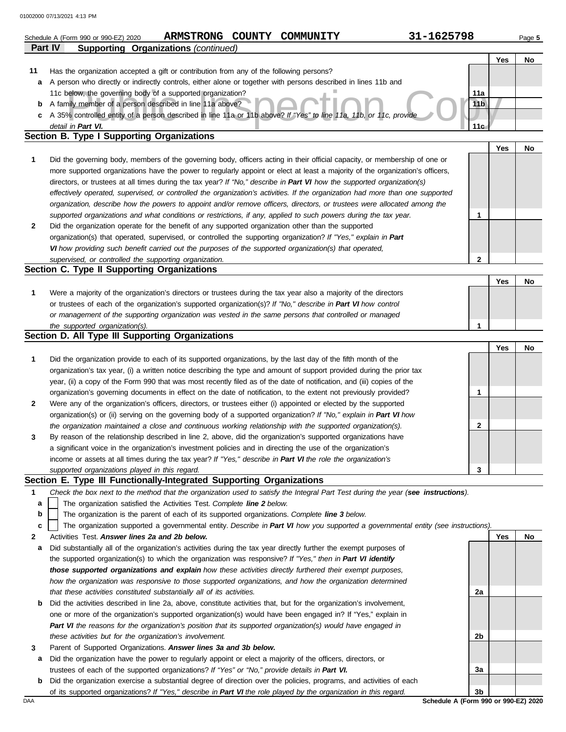Schedule A (Form 990 or 990-EZ) 2020 **ARMSTRONG COUNTY COMMUNITY** **31-1625798**

**Part IV Supporting Organizations** *(continued)*

| | | | Yes | No |
|---|---|---|---|---|
| **11** | Has the organization accepted a gift or contribution from any of the following persons? | | | |
| **a** | A person who directly or indirectly controls, either alone or together with persons described in lines 11b and 11c below, the governing body of a supported organization? | **11a** | | |
| **b** | A family member of a person described in line 11a above? | **11b** | | |
| **c** | A 35% controlled entity of a person described in line 11a or 11b above? *If "Yes" to line 11a, 11b, or 11c, provide detail in* ***Part VI.*** | **11c** | | |

## Section B. Type I Supporting Organizations

| | | | Yes | No |
|---|---|---|---|---|
| **1** | Did the governing body, members of the governing body, officers acting in their official capacity, or membership of one or more supported organizations have the power to regularly appoint or elect at least a majority of the organization's officers, directors, or trustees at all times during the tax year? *If "No," describe in* ***Part VI*** *how the supported organization(s) effectively operated, supervised, or controlled the organization's activities. If the organization had more than one supported organization, describe how the powers to appoint and/or remove officers, directors, or trustees were allocated among the supported organizations and what conditions or restrictions, if any, applied to such powers during the tax year.* | **1** | | |
| **2** | Did the organization operate for the benefit of any supported organization other than the supported organization(s) that operated, supervised, or controlled the supporting organization? *If "Yes," explain in* ***Part VI*** *how providing such benefit carried out the purposes of the supported organization(s) that operated, supervised, or controlled the supporting organization.* | **2** | | |

## Section C. Type II Supporting Organizations

| | | | Yes | No |
|---|---|---|---|---|
| **1** | Were a majority of the organization's directors or trustees during the tax year also a majority of the directors or trustees of each of the organization's supported organization(s)? *If "No," describe in* ***Part VI*** *how control or management of the supporting organization was vested in the same persons that controlled or managed the supported organization(s).* | **1** | | |

## Section D. All Type III Supporting Organizations

| | | | Yes | No |
|---|---|---|---|---|
| **1** | Did the organization provide to each of its supported organizations, by the last day of the fifth month of the organization's tax year, (i) a written notice describing the type and amount of support provided during the prior tax year, (ii) a copy of the Form 990 that was most recently filed as of the date of notification, and (iii) copies of the organization's governing documents in effect on the date of notification, to the extent not previously provided? | **1** | | |
| **2** | Were any of the organization's officers, directors, or trustees either (i) appointed or elected by the supported organization(s) or (ii) serving on the governing body of a supported organization? *If "No," explain in* ***Part VI*** *how the organization maintained a close and continuous working relationship with the supported organization(s).* | **2** | | |
| **3** | By reason of the relationship described in line 2, above, did the organization's supported organizations have a significant voice in the organization's investment policies and in directing the use of the organization's income or assets at all times during the tax year? *If "Yes," describe in* ***Part VI*** *the role the organization's supported organizations played in this regard.* | **3** | | |

## Section E. Type III Functionally-Integrated Supporting Organizations

**1** *Check the box next to the method that the organization used to satisfy the Integral Part Test during the year (****see instructions****).*

- **a** ☐ The organization satisfied the Activities Test. *Complete* ***line 2*** *below.*
- **b** ☐ The organization is the parent of each of its supported organizations. *Complete* ***line 3*** *below.*
- **c** ☐ The organization supported a governmental entity. *Describe in* ***Part VI*** *how you supported a governmental entity (see instructions).*

| | | | Yes | No |
|---|---|---|---|---|
| **2** | Activities Test. ***Answer lines 2a and 2b below.*** | | | |
| **a** | Did substantially all of the organization's activities during the tax year directly further the exempt purposes of the supported organization(s) to which the organization was responsive? *If "Yes," then in* ***Part VI identify those supported organizations and explain*** *how these activities directly furthered their exempt purposes, how the organization was responsive to those supported organizations, and how the organization determined that these activities constituted substantially all of its activities.* | **2a** | | |
| **b** | Did the activities described in line 2a, above, constitute activities that, but for the organization's involvement, one or more of the organization's supported organization(s) would have been engaged in? If "Yes," explain in ***Part VI*** *the reasons for the organization's position that its supported organization(s) would have engaged in these activities but for the organization's involvement.* | **2b** | | |
| **3** | Parent of Supported Organizations. ***Answer lines 3a and 3b below.*** | | | |
| **a** | Did the organization have the power to regularly appoint or elect a majority of the officers, directors, or trustees of each of the supported organizations? *If "Yes" or "No," provide details in* ***Part VI.*** | **3a** | | |
| **b** | Did the organization exercise a substantial degree of direction over the policies, programs, and activities of each of its supported organizations? *If "Yes," describe in* ***Part VI*** *the role played by the organization in this regard.* | **3b** | | |

DAA **Schedule A (Form 990 or 990-EZ) 2020**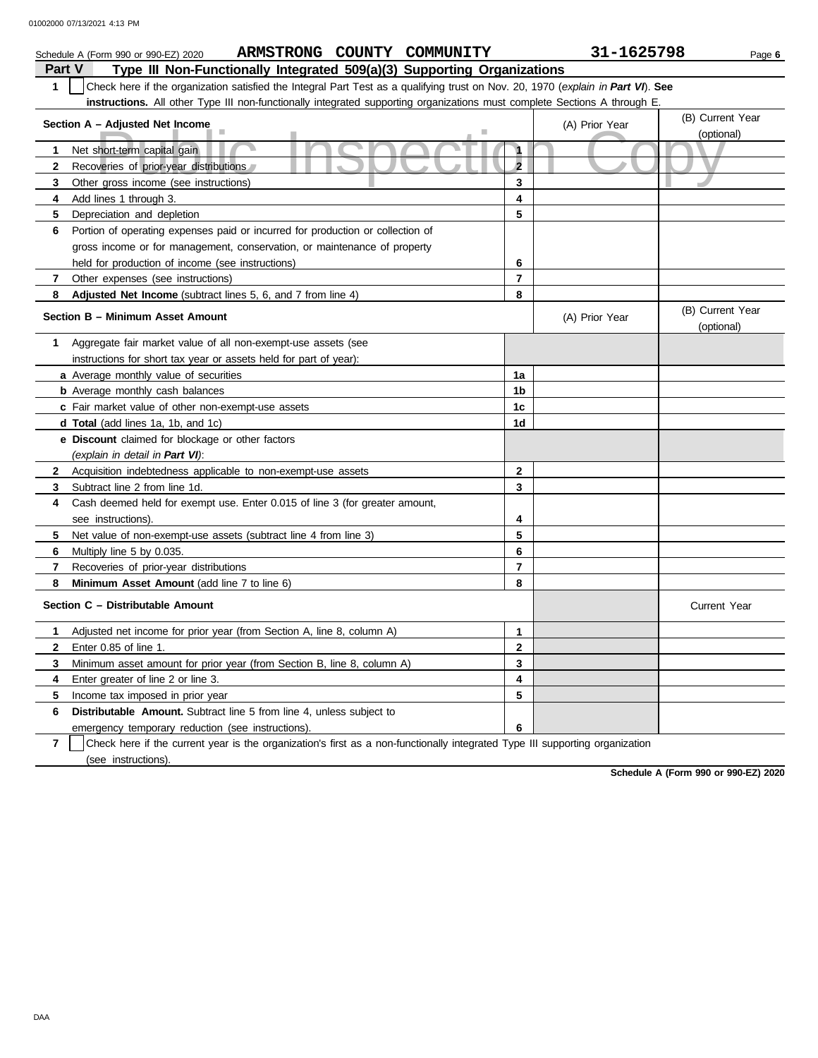Schedule A (Form 990 or 990-EZ) 2020 **ARMSTRONG COUNTY COMMUNITY** **31-1625798**

## Part V Type III Non-Functionally Integrated 509(a)(3) Supporting Organizations

**1** ☐ Check here if the organization satisfied the Integral Part Test as a qualifying trust on Nov. 20, 1970 (*explain in **Part VI***). **See instructions.** All other Type III non-functionally integrated supporting organizations must complete Sections A through E.

| **Section A – Adjusted Net Income** | | (A) Prior Year | (B) Current Year (optional) |
|---|---|---|---|
| **1** Net short-term capital gain | **1** | | |
| **2** Recoveries of prior-year distributions | **2** | | |
| **3** Other gross income (see instructions) | **3** | | |
| **4** Add lines 1 through 3. | **4** | | |
| **5** Depreciation and depletion | **5** | | |
| **6** Portion of operating expenses paid or incurred for production or collection of gross income or for management, conservation, or maintenance of property held for production of income (see instructions) | **6** | | |
| **7** Other expenses (see instructions) | **7** | | |
| **8** **Adjusted Net Income** (subtract lines 5, 6, and 7 from line 4) | **8** | | |

| **Section B – Minimum Asset Amount** | | (A) Prior Year | (B) Current Year (optional) |
|---|---|---|---|
| **1** Aggregate fair market value of all non-exempt-use assets (see instructions for short tax year or assets held for part of year): | | | |
| **a** Average monthly value of securities | **1a** | | |
| **b** Average monthly cash balances | **1b** | | |
| **c** Fair market value of other non-exempt-use assets | **1c** | | |
| **d** **Total** (add lines 1a, 1b, and 1c) | **1d** | | |
| **e** **Discount** claimed for blockage or other factors (*explain in detail in **Part VI***): | | | |
| **2** Acquisition indebtedness applicable to non-exempt-use assets | **2** | | |
| **3** Subtract line 2 from line 1d. | **3** | | |
| **4** Cash deemed held for exempt use. Enter 0.015 of line 3 (for greater amount, see instructions). | **4** | | |
| **5** Net value of non-exempt-use assets (subtract line 4 from line 3) | **5** | | |
| **6** Multiply line 5 by 0.035. | **6** | | |
| **7** Recoveries of prior-year distributions | **7** | | |
| **8** **Minimum Asset Amount** (add line 7 to line 6) | **8** | | |

| **Section C – Distributable Amount** | | | Current Year |
|---|---|---|---|
| **1** Adjusted net income for prior year (from Section A, line 8, column A) | **1** | | |
| **2** Enter 0.85 of line 1. | **2** | | |
| **3** Minimum asset amount for prior year (from Section B, line 8, column A) | **3** | | |
| **4** Enter greater of line 2 or line 3. | **4** | | |
| **5** Income tax imposed in prior year | **5** | | |
| **6** **Distributable Amount.** Subtract line 5 from line 4, unless subject to emergency temporary reduction (see instructions). | **6** | | |

**7** ☐ Check here if the current year is the organization's first as a non-functionally integrated Type III supporting organization (see instructions).

**Schedule A (Form 990 or 990-EZ) 2020**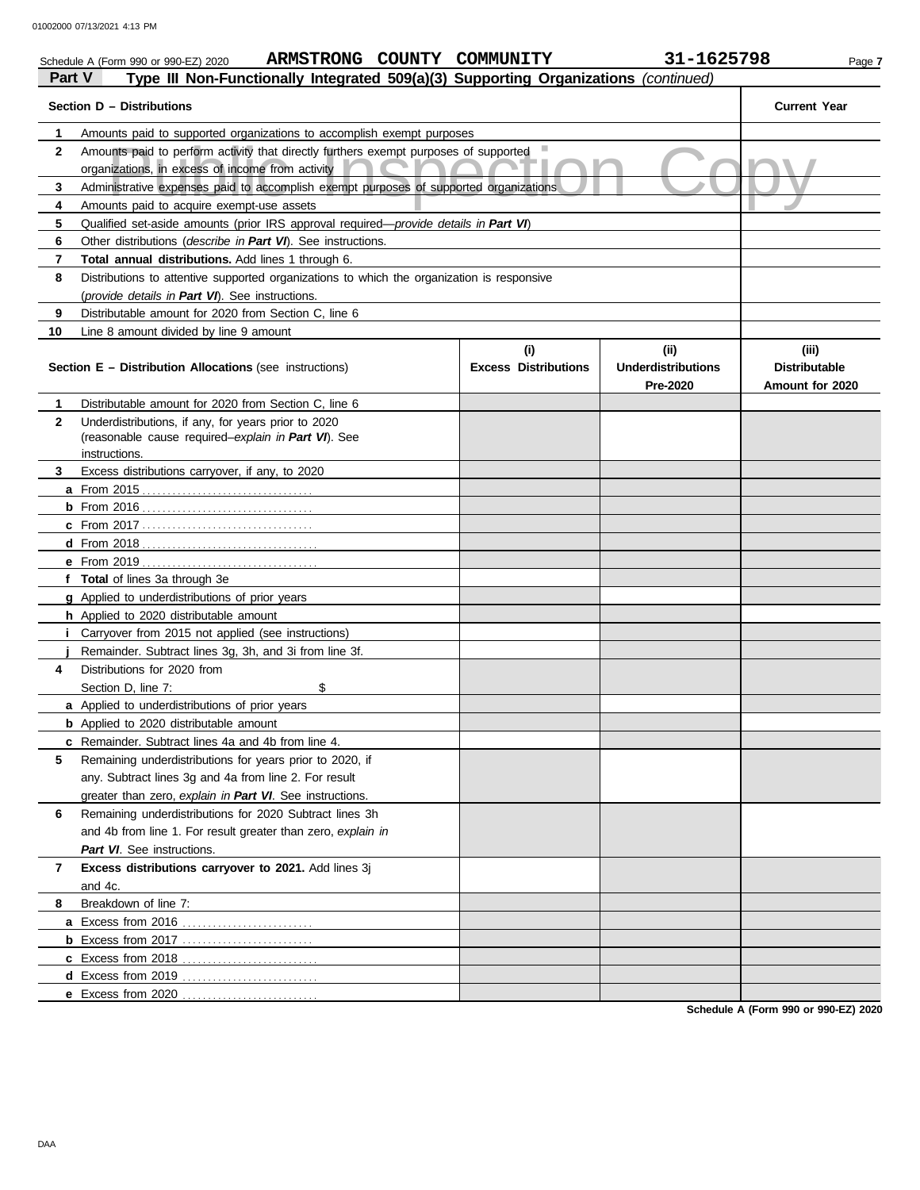Schedule A (Form 990 or 990-EZ) 2020 ARMSTRONG COUNTY COMMUNITY 31-1625798

## Part V Type III Non-Functionally Integrated 509(a)(3) Supporting Organizations *(continued)*

| | Section D – Distributions | Current Year |
|---|---|---|
| 1 | Amounts paid to supported organizations to accomplish exempt purposes | |
| 2 | Amounts paid to perform activity that directly furthers exempt purposes of supported organizations, in excess of income from activity | |
| 3 | Administrative expenses paid to accomplish exempt purposes of supported organizations | |
| 4 | Amounts paid to acquire exempt-use assets | |
| 5 | Qualified set-aside amounts (prior IRS approval required—*provide details in **Part VI***) | |
| 6 | Other distributions (*describe in **Part VI***). See instructions. | |
| 7 | **Total annual distributions.** Add lines 1 through 6. | |
| 8 | Distributions to attentive supported organizations to which the organization is responsive (*provide details in **Part VI***). See instructions. | |
| 9 | Distributable amount for 2020 from Section C, line 6 | |
| 10 | Line 8 amount divided by line 9 amount | |

| | Section E – Distribution Allocations (see instructions) | (i) Excess Distributions | (ii) Underdistributions Pre-2020 | (iii) Distributable Amount for 2020 |
|---|---|---|---|---|
| 1 | Distributable amount for 2020 from Section C, line 6 | | | |
| 2 | Underdistributions, if any, for years prior to 2020 (reasonable cause required–*explain in **Part VI***). See instructions. | | | |
| 3 | Excess distributions carryover, if any, to 2020 | | | |
| a | From 2015 | | | |
| b | From 2016 | | | |
| c | From 2017 | | | |
| d | From 2018 | | | |
| e | From 2019 | | | |
| f | **Total** of lines 3a through 3e | | | |
| g | Applied to underdistributions of prior years | | | |
| h | Applied to 2020 distributable amount | | | |
| i | Carryover from 2015 not applied (see instructions) | | | |
| j | Remainder. Subtract lines 3g, 3h, and 3i from line 3f. | | | |
| 4 | Distributions for 2020 from Section D, line 7: $ | | | |
| a | Applied to underdistributions of prior years | | | |
| b | Applied to 2020 distributable amount | | | |
| c | Remainder. Subtract lines 4a and 4b from line 4. | | | |
| 5 | Remaining underdistributions for years prior to 2020, if any. Subtract lines 3g and 4a from line 2. For result greater than zero, *explain in **Part VI***. See instructions. | | | |
| 6 | Remaining underdistributions for 2020 Subtract lines 3h and 4b from line 1. For result greater than zero, *explain in **Part VI***. See instructions. | | | |
| 7 | **Excess distributions carryover to 2021.** Add lines 3j and 4c. | | | |
| 8 | Breakdown of line 7: | | | |
| a | Excess from 2016 | | | |
| b | Excess from 2017 | | | |
| c | Excess from 2018 | | | |
| d | Excess from 2019 | | | |
| e | Excess from 2020 | | | |

**Schedule A (Form 990 or 990-EZ) 2020**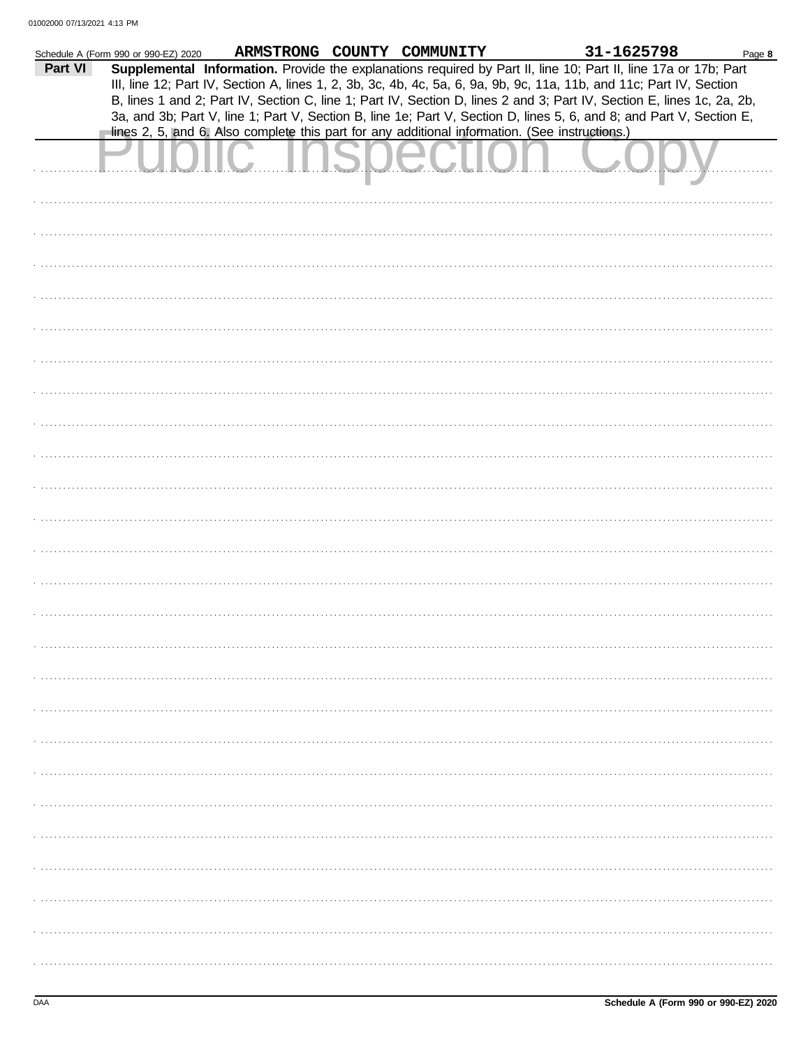Schedule A (Form 990 or 990-EZ) 2020 ARMSTRONG COUNTY COMMUNITY 31-1625798 Page 8

**Part VI** **Supplemental Information.** Provide the explanations required by Part II, line 10; Part II, line 17a or 17b; Part III, line 12; Part IV, Section A, lines 1, 2, 3b, 3c, 4b, 4c, 5a, 6, 9a, 9b, 9c, 11a, 11b, and 11c; Part IV, Section B, lines 1 and 2; Part IV, Section C, line 1; Part IV, Section D, lines 2 and 3; Part IV, Section E, lines 1c, 2a, 2b, 3a, and 3b; Part V, line 1; Part V, Section B, line 1e; Part V, Section D, lines 5, 6, and 8; and Part V, Section E, lines 2, 5, and 6. Also complete this part for any additional information. (See instructions.)

Public Inspection Copy

Schedule A (Form 990 or 990-EZ) 2020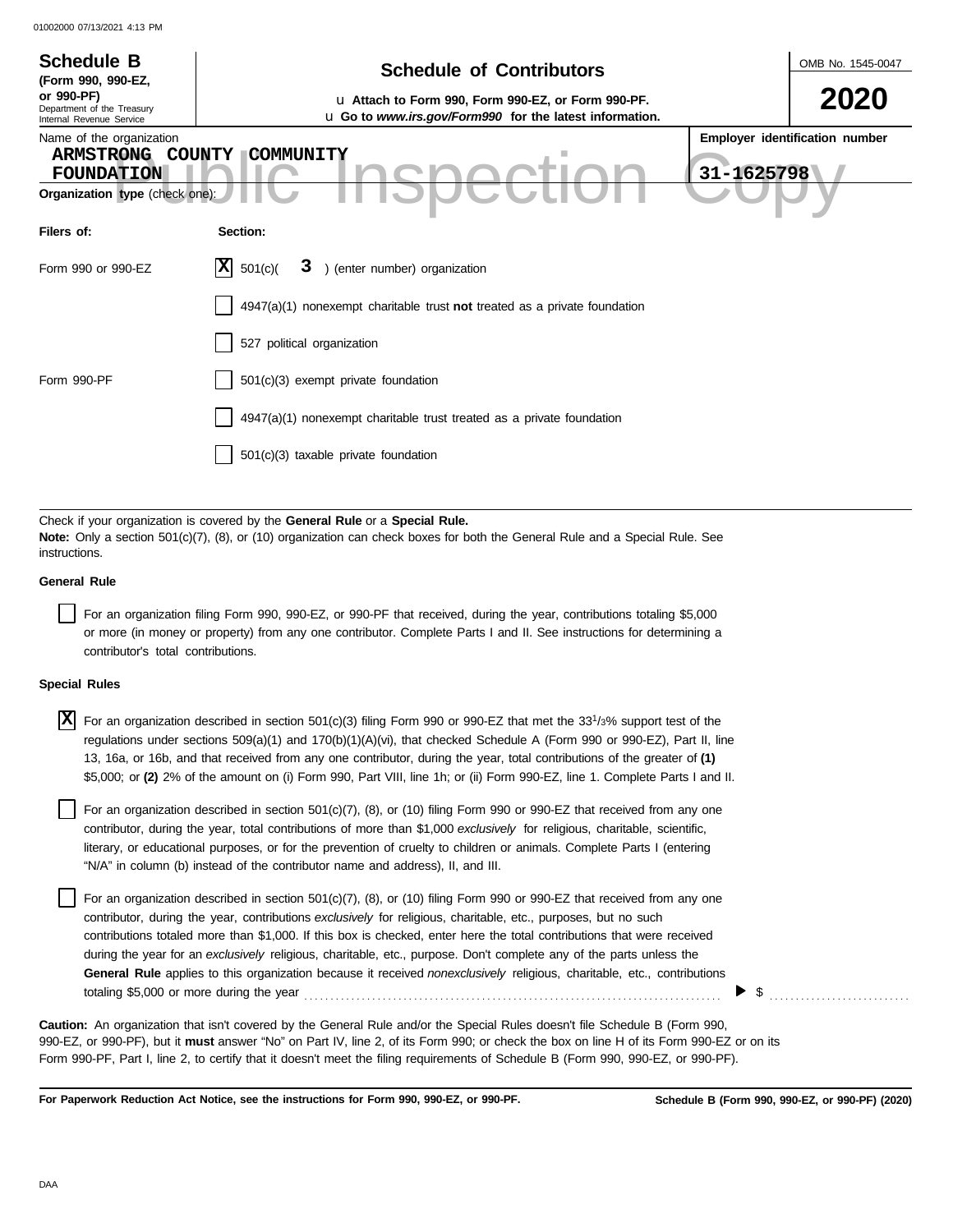# Schedule B

**(Form 990, 990-EZ, or 990-PF)**

Department of the Treasury
Internal Revenue Service

## Schedule of Contributors

u **Attach to Form 990, Form 990-EZ, or Form 990-PF.**
u **Go to *www.irs.gov/Form990* for the latest information.**

OMB No. 1545-0047

**2020**

Name of the organization: ARMSTRONG COUNTY COMMUNITY FOUNDATION

**Employer identification number:** 31-1625798

**Organization type** (check one):

| Filers of: | Section: |
|---|---|
| Form 990 or 990-EZ | [X] 501(c)( 3 ) (enter number) organization |
| | [ ] 4947(a)(1) nonexempt charitable trust **not** treated as a private foundation |
| | [ ] 527 political organization |
| Form 990-PF | [ ] 501(c)(3) exempt private foundation |
| | [ ] 4947(a)(1) nonexempt charitable trust treated as a private foundation |
| | [ ] 501(c)(3) taxable private foundation |

Check if your organization is covered by the **General Rule** or a **Special Rule.**

**Note:** Only a section 501(c)(7), (8), or (10) organization can check boxes for both the General Rule and a Special Rule. See instructions.

**General Rule**

[ ] For an organization filing Form 990, 990-EZ, or 990-PF that received, during the year, contributions totaling $5,000 or more (in money or property) from any one contributor. Complete Parts I and II. See instructions for determining a contributor's total contributions.

**Special Rules**

[X] For an organization described in section 501(c)(3) filing Form 990 or 990-EZ that met the 33 1/3% support test of the regulations under sections 509(a)(1) and 170(b)(1)(A)(vi), that checked Schedule A (Form 990 or 990-EZ), Part II, line 13, 16a, or 16b, and that received from any one contributor, during the year, total contributions of the greater of **(1)** $5,000; or **(2)** 2% of the amount on (i) Form 990, Part VIII, line 1h; or (ii) Form 990-EZ, line 1. Complete Parts I and II.

[ ] For an organization described in section 501(c)(7), (8), or (10) filing Form 990 or 990-EZ that received from any one contributor, during the year, total contributions of more than $1,000 *exclusively* for religious, charitable, scientific, literary, or educational purposes, or for the prevention of cruelty to children or animals. Complete Parts I (entering "N/A" in column (b) instead of the contributor name and address), II, and III.

[ ] For an organization described in section 501(c)(7), (8), or (10) filing Form 990 or 990-EZ that received from any one contributor, during the year, contributions *exclusively* for religious, charitable, etc., purposes, but no such contributions totaled more than $1,000. If this box is checked, enter here the total contributions that were received during the year for an *exclusively* religious, charitable, etc., purpose. Don't complete any of the parts unless the **General Rule** applies to this organization because it received *nonexclusively* religious, charitable, etc., contributions totaling $5,000 or more during the year . . . . . . . . . . ▶ $ . . . . . . . . . .

**Caution:** An organization that isn't covered by the General Rule and/or the Special Rules doesn't file Schedule B (Form 990, 990-EZ, or 990-PF), but it **must** answer "No" on Part IV, line 2, of its Form 990; or check the box on line H of its Form 990-EZ or on its Form 990-PF, Part I, line 2, to certify that it doesn't meet the filing requirements of Schedule B (Form 990, 990-EZ, or 990-PF).

**For Paperwork Reduction Act Notice, see the instructions for Form 990, 990-EZ, or 990-PF.** **Schedule B (Form 990, 990-EZ, or 990-PF) (2020)**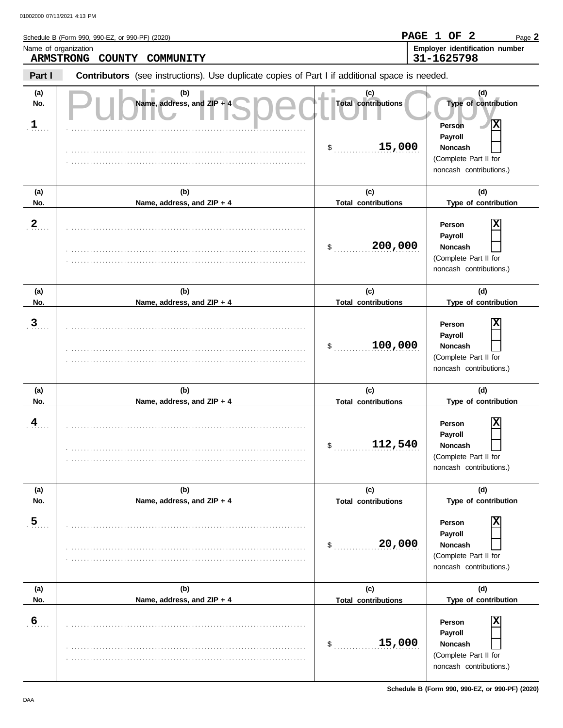Schedule B (Form 990, 990-EZ, or 990-PF) (2020)

**PAGE 1 OF 2** Page **2**

Name of organization
**ARMSTRONG COUNTY COMMUNITY**

Employer identification number
**31-1625798**

**Part I** **Contributors** (see instructions). Use duplicate copies of Part I if additional space is needed.

Public Inspection Copy

| (a) No. | (b) Name, address, and ZIP + 4 | (c) Total contributions | (d) Type of contribution |
|---|---|---|---|
| 1 | | $ 15,000 | Person [X] Payroll [ ] Noncash [ ] (Complete Part II for noncash contributions.) |
| 2 | | $ 200,000 | Person [X] Payroll [ ] Noncash [ ] (Complete Part II for noncash contributions.) |
| 3 | | $ 100,000 | Person [X] Payroll [ ] Noncash [ ] (Complete Part II for noncash contributions.) |
| 4 | | $ 112,540 | Person [X] Payroll [ ] Noncash [ ] (Complete Part II for noncash contributions.) |
| 5 | | $ 20,000 | Person [X] Payroll [ ] Noncash [ ] (Complete Part II for noncash contributions.) |
| 6 | | $ 15,000 | Person [X] Payroll [ ] Noncash [ ] (Complete Part II for noncash contributions.) |

**Schedule B (Form 990, 990-EZ, or 990-PF) (2020)**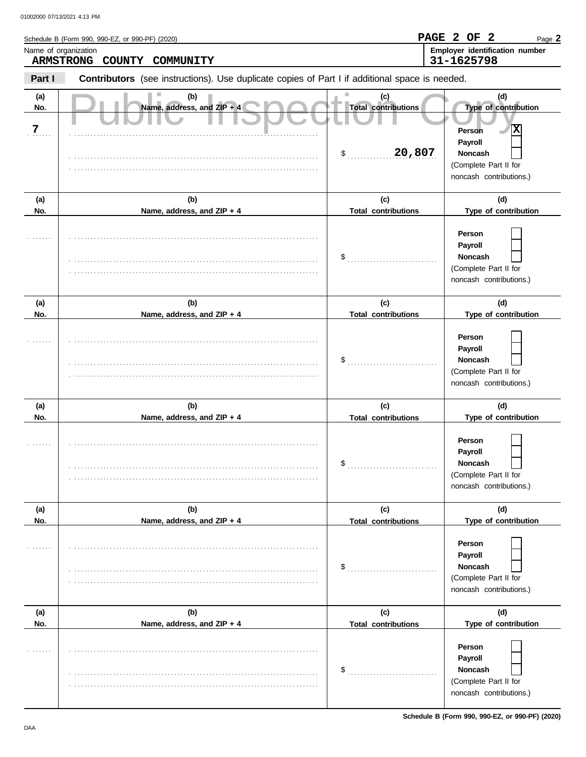Schedule B (Form 990, 990-EZ, or 990-PF) (2020)

Name of organization: **ARMSTRONG COUNTY COMMUNITY**

Employer identification number: **31-1625798**

Public Inspection Copy

**Part I** **Contributors** (see instructions). Use duplicate copies of Part I if additional space is needed.

| (a) No. | (b) Name, address, and ZIP + 4 | (c) Total contributions | (d) Type of contribution |
|---|---|---|---|
| 7 | | $ 20,807 | Person [X] Payroll [ ] Noncash [ ] (Complete Part II for noncash contributions.) |
| | | $ | Person [ ] Payroll [ ] Noncash [ ] (Complete Part II for noncash contributions.) |
| | | $ | Person [ ] Payroll [ ] Noncash [ ] (Complete Part II for noncash contributions.) |
| | | $ | Person [ ] Payroll [ ] Noncash [ ] (Complete Part II for noncash contributions.) |
| | | $ | Person [ ] Payroll [ ] Noncash [ ] (Complete Part II for noncash contributions.) |
| | | $ | Person [ ] Payroll [ ] Noncash [ ] (Complete Part II for noncash contributions.) |

Schedule B (Form 990, 990-EZ, or 990-PF) (2020)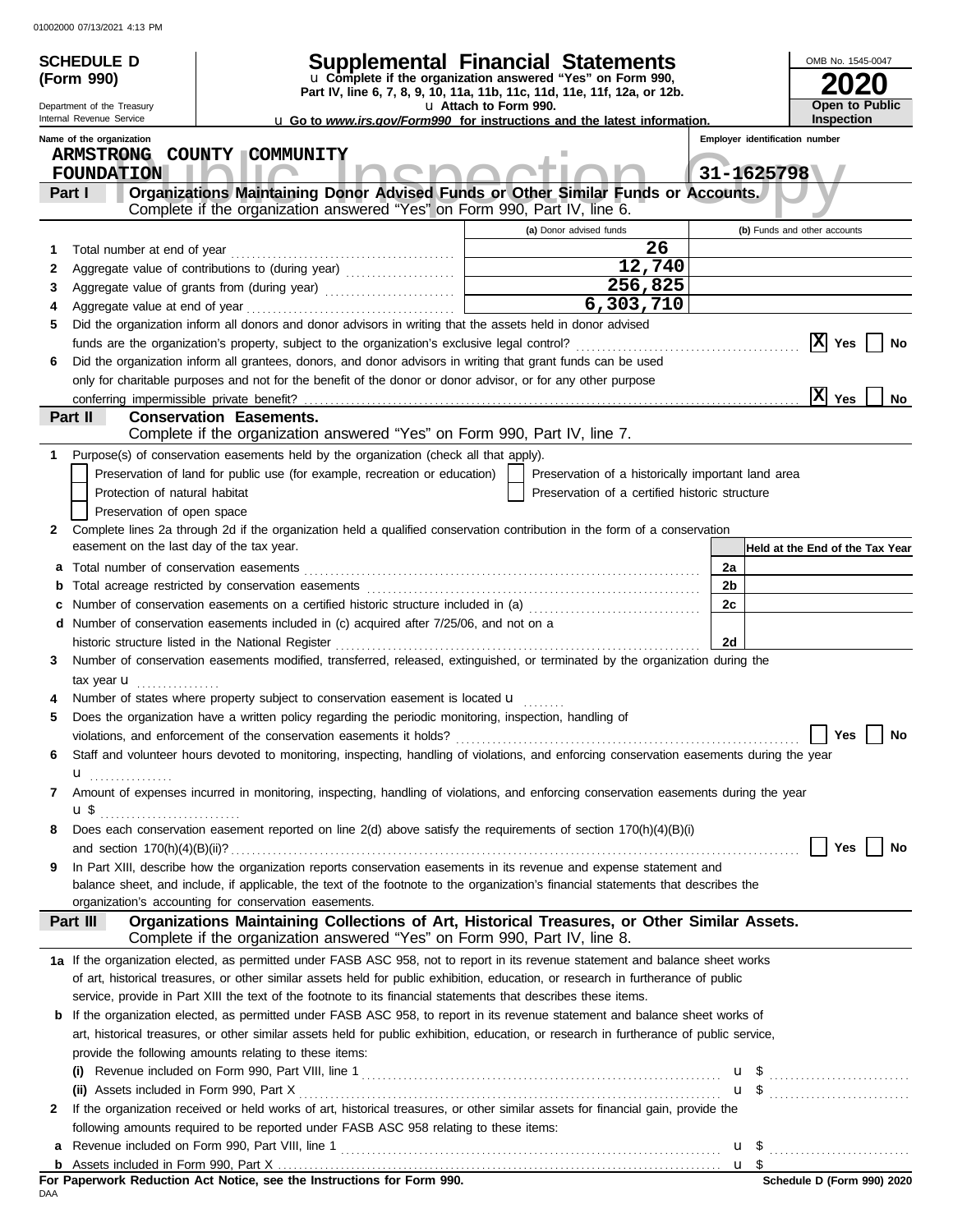**SCHEDULE D (Form 990)**

Department of the Treasury
Internal Revenue Service

# Supplemental Financial Statements

u Complete if the organization answered "Yes" on Form 990, Part IV, line 6, 7, 8, 9, 10, 11a, 11b, 11c, 11d, 11e, 11f, 12a, or 12b.
u Attach to Form 990.
u Go to *www.irs.gov/Form990* for instructions and the latest information.

OMB No. 1545-0047
**2020**
**Open to Public Inspection**

Name of the organization: ARMSTRONG COUNTY COMMUNITY FOUNDATION

Employer identification number: 31-1625798

## Part I Organizations Maintaining Donor Advised Funds or Other Similar Funds or Accounts.
Complete if the organization answered "Yes" on Form 990, Part IV, line 6.

| | | (a) Donor advised funds | (b) Funds and other accounts |
|---|---|---|---|
| 1 | Total number at end of year | 26 | |
| 2 | Aggregate value of contributions to (during year) | 12,740 | |
| 3 | Aggregate value of grants from (during year) | 256,825 | |
| 4 | Aggregate value at end of year | 6,303,710 | |

5 Did the organization inform all donors and donor advisors in writing that the assets held in donor advised funds are the organization's property, subject to the organization's exclusive legal control? [X] Yes [ ] No

6 Did the organization inform all grantees, donors, and donor advisors in writing that grant funds can be used only for charitable purposes and not for the benefit of the donor or donor advisor, or for any other purpose conferring impermissible private benefit? [X] Yes [ ] No

## Part II Conservation Easements.
Complete if the organization answered "Yes" on Form 990, Part IV, line 7.

1 Purpose(s) of conservation easements held by the organization (check all that apply).
- [ ] Preservation of land for public use (for example, recreation or education)
- [ ] Protection of natural habitat
- [ ] Preservation of open space
- [ ] Preservation of a historically important land area
- [ ] Preservation of a certified historic structure

2 Complete lines 2a through 2d if the organization held a qualified conservation contribution in the form of a conservation easement on the last day of the tax year.

| | | | Held at the End of the Tax Year |
|---|---|---|---|
| a | Total number of conservation easements | 2a | |
| b | Total acreage restricted by conservation easements | 2b | |
| c | Number of conservation easements on a certified historic structure included in (a) | 2c | |
| d | Number of conservation easements included in (c) acquired after 7/25/06, and not on a historic structure listed in the National Register | 2d | |

3 Number of conservation easements modified, transferred, released, extinguished, or terminated by the organization during the tax year u

4 Number of states where property subject to conservation easement is located u

5 Does the organization have a written policy regarding the periodic monitoring, inspection, handling of violations, and enforcement of the conservation easements it holds? [ ] Yes [ ] No

6 Staff and volunteer hours devoted to monitoring, inspecting, handling of violations, and enforcing conservation easements during the year u

7 Amount of expenses incurred in monitoring, inspecting, handling of violations, and enforcing conservation easements during the year u $

8 Does each conservation easement reported on line 2(d) above satisfy the requirements of section 170(h)(4)(B)(i) and section 170(h)(4)(B)(ii)? [ ] Yes [ ] No

9 In Part XIII, describe how the organization reports conservation easements in its revenue and expense statement and balance sheet, and include, if applicable, the text of the footnote to the organization's financial statements that describes the organization's accounting for conservation easements.

## Part III Organizations Maintaining Collections of Art, Historical Treasures, or Other Similar Assets.
Complete if the organization answered "Yes" on Form 990, Part IV, line 8.

1a If the organization elected, as permitted under FASB ASC 958, not to report in its revenue statement and balance sheet works of art, historical treasures, or other similar assets held for public exhibition, education, or research in furtherance of public service, provide in Part XIII the text of the footnote to its financial statements that describes these items.

b If the organization elected, as permitted under FASB ASC 958, to report in its revenue statement and balance sheet works of art, historical treasures, or other similar assets held for public exhibition, education, or research in furtherance of public service, provide the following amounts relating to these items:

(i) Revenue included on Form 990, Part VIII, line 1 u $

(ii) Assets included in Form 990, Part X u $

2 If the organization received or held works of art, historical treasures, or other similar assets for financial gain, provide the following amounts required to be reported under FASB ASC 958 relating to these items:

a Revenue included on Form 990, Part VIII, line 1 u $

b Assets included in Form 990, Part X u $

**For Paperwork Reduction Act Notice, see the Instructions for Form 990.**
DAA
**Schedule D (Form 990) 2020**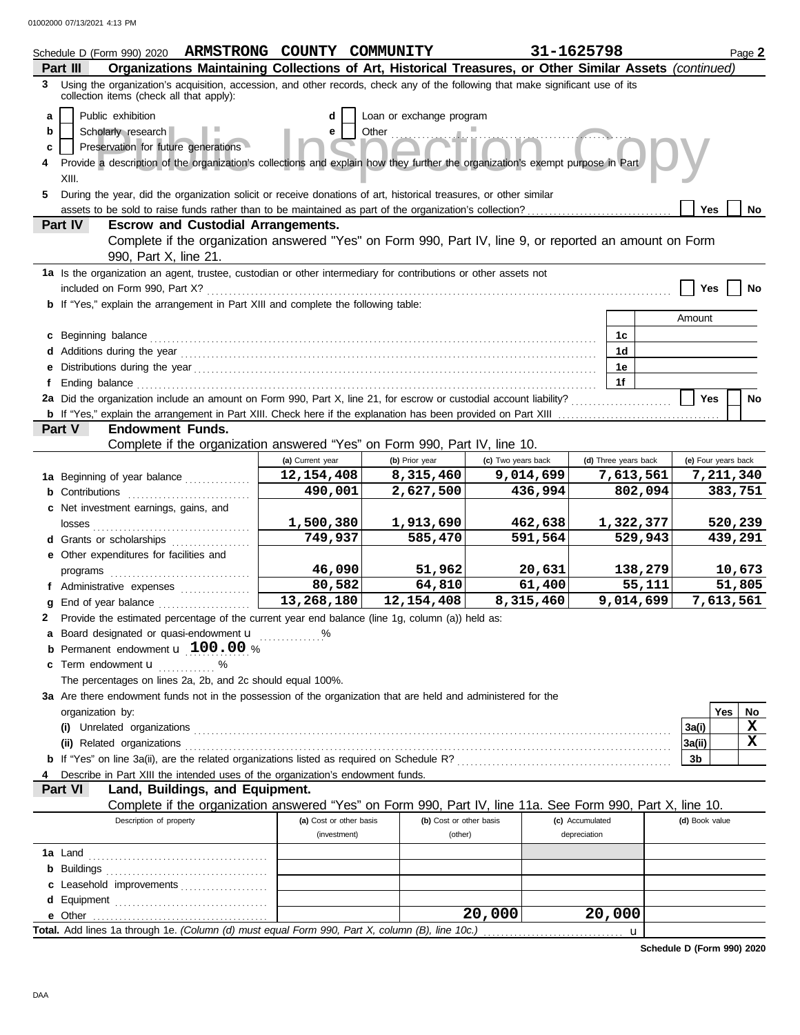Schedule D (Form 990) 2020 **ARMSTRONG COUNTY COMMUNITY** **31-1625798** Page **2**

## Part III Organizations Maintaining Collections of Art, Historical Treasures, or Other Similar Assets *(continued)*

**3** Using the organization's acquisition, accession, and other records, check any of the following that make significant use of its collection items (check all that apply):

- **a** ☐ Public exhibition
- **b** ☐ Scholarly research
- **c** ☐ Preservation for future generations
- **d** ☐ Loan or exchange program
- **e** ☐ Other

**4** Provide a description of the organization's collections and explain how they further the organization's exempt purpose in Part XIII.

**5** During the year, did the organization solicit or receive donations of art, historical treasures, or other similar assets to be sold to raise funds rather than to be maintained as part of the organization's collection? ☐ Yes ☐ No

## Part IV Escrow and Custodial Arrangements.

Complete if the organization answered "Yes" on Form 990, Part IV, line 9, or reported an amount on Form 990, Part X, line 21.

**1a** Is the organization an agent, trustee, custodian or other intermediary for contributions or other assets not included on Form 990, Part X? ☐ Yes ☐ No

**b** If "Yes," explain the arrangement in Part XIII and complete the following table:

| | | Amount |
|---|---|---|
| **c** Beginning balance | 1c | |
| **d** Additions during the year | 1d | |
| **e** Distributions during the year | 1e | |
| **f** Ending balance | 1f | |

**2a** Did the organization include an amount on Form 990, Part X, line 21, for escrow or custodial account liability? ☐ Yes ☐ No

**b** If "Yes," explain the arrangement in Part XIII. Check here if the explanation has been provided on Part XIII ☐

## Part V Endowment Funds.

Complete if the organization answered "Yes" on Form 990, Part IV, line 10.

| | (a) Current year | (b) Prior year | (c) Two years back | (d) Three years back | (e) Four years back |
|---|---|---|---|---|---|
| **1a** Beginning of year balance | 12,154,408 | 8,315,460 | 9,014,699 | 7,613,561 | 7,211,340 |
| **b** Contributions | 490,001 | 2,627,500 | 436,994 | 802,094 | 383,751 |
| **c** Net investment earnings, gains, and losses | 1,500,380 | 1,913,690 | 462,638 | 1,322,377 | 520,239 |
| **d** Grants or scholarships | 749,937 | 585,470 | 591,564 | 529,943 | 439,291 |
| **e** Other expenditures for facilities and programs | 46,090 | 51,962 | 20,631 | 138,279 | 10,673 |
| **f** Administrative expenses | 80,582 | 64,810 | 61,400 | 55,111 | 51,805 |
| **g** End of year balance | 13,268,180 | 12,154,408 | 8,315,460 | 9,014,699 | 7,613,561 |

**2** Provide the estimated percentage of the current year end balance (line 1g, column (a)) held as:

- **a** Board designated or quasi-endowment u ______ %
- **b** Permanent endowment u **100.00** %
- **c** Term endowment u ______ %

The percentages on lines 2a, 2b, and 2c should equal 100%.

**3a** Are there endowment funds not in the possession of the organization that are held and administered for the organization by:

| | | Yes | No |
|---|---|---|---|
| **(i)** Unrelated organizations | 3a(i) | | X |
| **(ii)** Related organizations | 3a(ii) | | X |
| **b** If "Yes" on line 3a(ii), are the related organizations listed as required on Schedule R? | 3b | | |

**4** Describe in Part XIII the intended uses of the organization's endowment funds.

## Part VI Land, Buildings, and Equipment.

Complete if the organization answered "Yes" on Form 990, Part IV, line 11a. See Form 990, Part X, line 10.

| Description of property | (a) Cost or other basis (investment) | (b) Cost or other basis (other) | (c) Accumulated depreciation | (d) Book value |
|---|---|---|---|---|
| **1a** Land | | | | |
| **b** Buildings | | | | |
| **c** Leasehold improvements | | | | |
| **d** Equipment | | | | |
| **e** Other | | 20,000 | 20,000 | |
| **Total.** Add lines 1a through 1e. *(Column (d) must equal Form 990, Part X, column (B), line 10c.)* | | | u | |

**Schedule D (Form 990) 2020**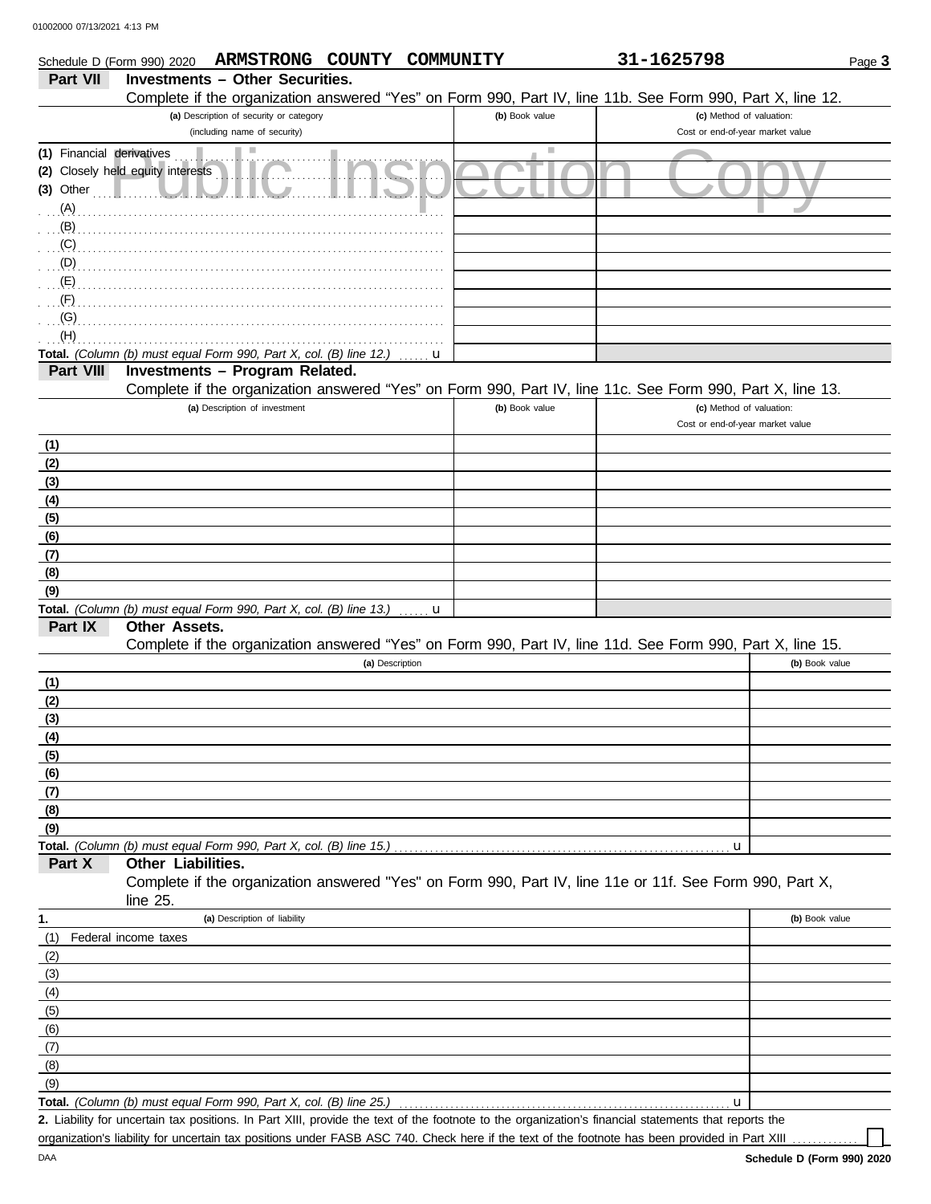Schedule D (Form 990) 2020 **ARMSTRONG COUNTY COMMUNITY** **31-1625798** Page **3**

## Part VII Investments – Other Securities.

Complete if the organization answered "Yes" on Form 990, Part IV, line 11b. See Form 990, Part X, line 12.

| (a) Description of security or category (including name of security) | (b) Book value | (c) Method of valuation: Cost or end-of-year market value |
|---|---|---|
| (1) Financial derivatives | | |
| (2) Closely held equity interests | | |
| (3) Other | | |
| (A) | | |
| (B) | | |
| (C) | | |
| (D) | | |
| (E) | | |
| (F) | | |
| (G) | | |
| (H) | | |
| **Total.** *(Column (b) must equal Form 990, Part X, col. (B) line 12.)* u | | |

## Part VIII Investments – Program Related.

Complete if the organization answered "Yes" on Form 990, Part IV, line 11c. See Form 990, Part X, line 13.

| (a) Description of investment | (b) Book value | (c) Method of valuation: Cost or end-of-year market value |
|---|---|---|
| (1) | | |
| (2) | | |
| (3) | | |
| (4) | | |
| (5) | | |
| (6) | | |
| (7) | | |
| (8) | | |
| (9) | | |
| **Total.** *(Column (b) must equal Form 990, Part X, col. (B) line 13.)* u | | |

## Part IX Other Assets.

Complete if the organization answered "Yes" on Form 990, Part IV, line 11d. See Form 990, Part X, line 15.

| (a) Description | (b) Book value |
|---|---|
| (1) | |
| (2) | |
| (3) | |
| (4) | |
| (5) | |
| (6) | |
| (7) | |
| (8) | |
| (9) | |
| **Total.** *(Column (b) must equal Form 990, Part X, col. (B) line 15.)* u | |

## Part X Other Liabilities.

Complete if the organization answered "Yes" on Form 990, Part IV, line 11e or 11f. See Form 990, Part X, line 25.

| 1. (a) Description of liability | (b) Book value |
|---|---|
| (1) Federal income taxes | |
| (2) | |
| (3) | |
| (4) | |
| (5) | |
| (6) | |
| (7) | |
| (8) | |
| (9) | |
| **Total.** *(Column (b) must equal Form 990, Part X, col. (B) line 25.)* u | |

**2.** Liability for uncertain tax positions. In Part XIII, provide the text of the footnote to the organization's financial statements that reports the organization's liability for uncertain tax positions under FASB ASC 740. Check here if the text of the footnote has been provided in Part XIII ☐

DAA **Schedule D (Form 990) 2020**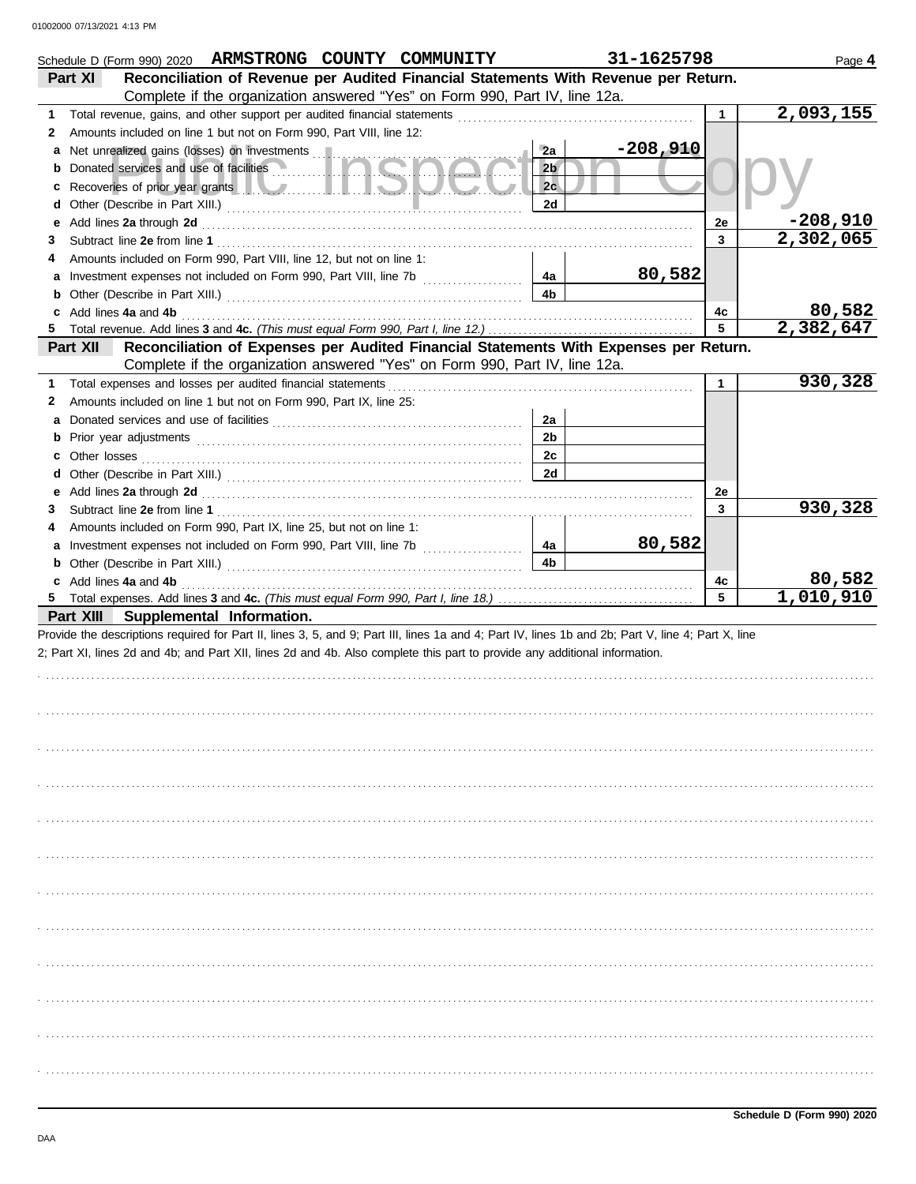Schedule D (Form 990) 2020 **ARMSTRONG COUNTY COMMUNITY** **31-1625798** Page **4**

## Part XI Reconciliation of Revenue per Audited Financial Statements With Revenue per Return.

Complete if the organization answered "Yes" on Form 990, Part IV, line 12a.

| | | | | | |
|---|---|---|---|---|---|
| **1** | Total revenue, gains, and other support per audited financial statements | | | 1 | 2,093,155 |
| **2** | Amounts included on line 1 but not on Form 990, Part VIII, line 12: | | | | |
| **a** | Net unrealized gains (losses) on investments | 2a | -208,910 | | |
| **b** | Donated services and use of facilities | 2b | | | |
| **c** | Recoveries of prior year grants | 2c | | | |
| **d** | Other (Describe in Part XIII.) | 2d | | | |
| **e** | Add lines **2a** through **2d** | | | 2e | -208,910 |
| **3** | Subtract line **2e** from line **1** | | | 3 | 2,302,065 |
| **4** | Amounts included on Form 990, Part VIII, line 12, but not on line 1: | | | | |
| **a** | Investment expenses not included on Form 990, Part VIII, line 7b | 4a | 80,582 | | |
| **b** | Other (Describe in Part XIII.) | 4b | | | |
| **c** | Add lines **4a** and **4b** | | | 4c | 80,582 |
| **5** | Total revenue. Add lines **3** and **4c.** *(This must equal Form 990, Part I, line 12.)* | | | 5 | 2,382,647 |

## Part XII Reconciliation of Expenses per Audited Financial Statements With Expenses per Return.

Complete if the organization answered "Yes" on Form 990, Part IV, line 12a.

| | | | | | |
|---|---|---|---|---|---|
| **1** | Total expenses and losses per audited financial statements | | | 1 | 930,328 |
| **2** | Amounts included on line 1 but not on Form 990, Part IX, line 25: | | | | |
| **a** | Donated services and use of facilities | 2a | | | |
| **b** | Prior year adjustments | 2b | | | |
| **c** | Other losses | 2c | | | |
| **d** | Other (Describe in Part XIII.) | 2d | | | |
| **e** | Add lines **2a** through **2d** | | | 2e | |
| **3** | Subtract line **2e** from line **1** | | | 3 | 930,328 |
| **4** | Amounts included on Form 990, Part IX, line 25, but not on line 1: | | | | |
| **a** | Investment expenses not included on Form 990, Part VIII, line 7b | 4a | 80,582 | | |
| **b** | Other (Describe in Part XIII.) | 4b | | | |
| **c** | Add lines **4a** and **4b** | | | 4c | 80,582 |
| **5** | Total expenses. Add lines **3** and **4c.** *(This must equal Form 990, Part I, line 18.)* | | | 5 | 1,010,910 |

## Part XIII Supplemental Information.

Provide the descriptions required for Part II, lines 3, 5, and 9; Part III, lines 1a and 4; Part IV, lines 1b and 2b; Part V, line 4; Part X, line 2; Part XI, lines 2d and 4b; and Part XII, lines 2d and 4b. Also complete this part to provide any additional information.

Schedule D (Form 990) 2020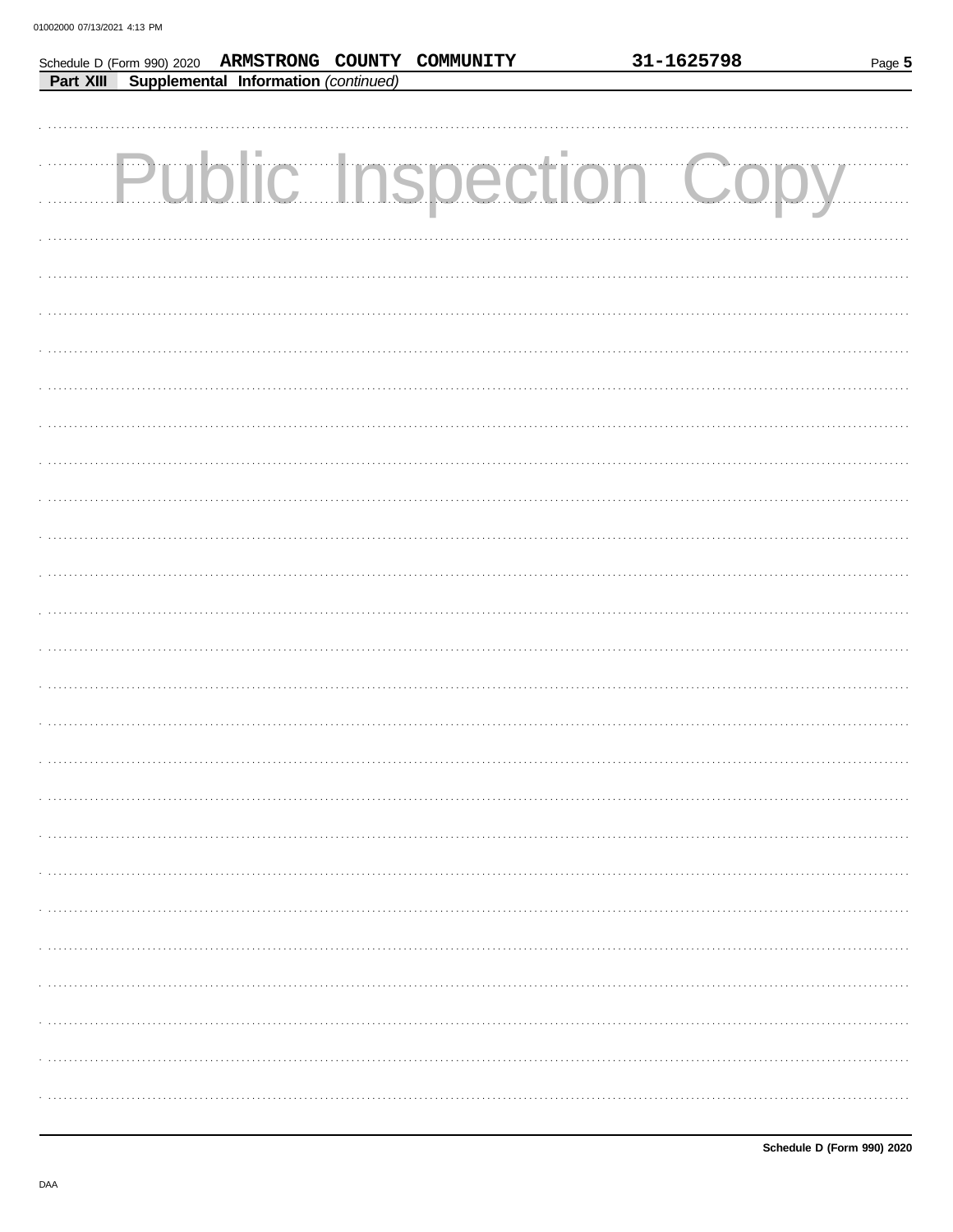Schedule D (Form 990) 2020 **ARMSTRONG COUNTY COMMUNITY** **31-1625798**

**Part XIII** **Supplemental Information** *(continued)*

Public Inspection Copy

DAA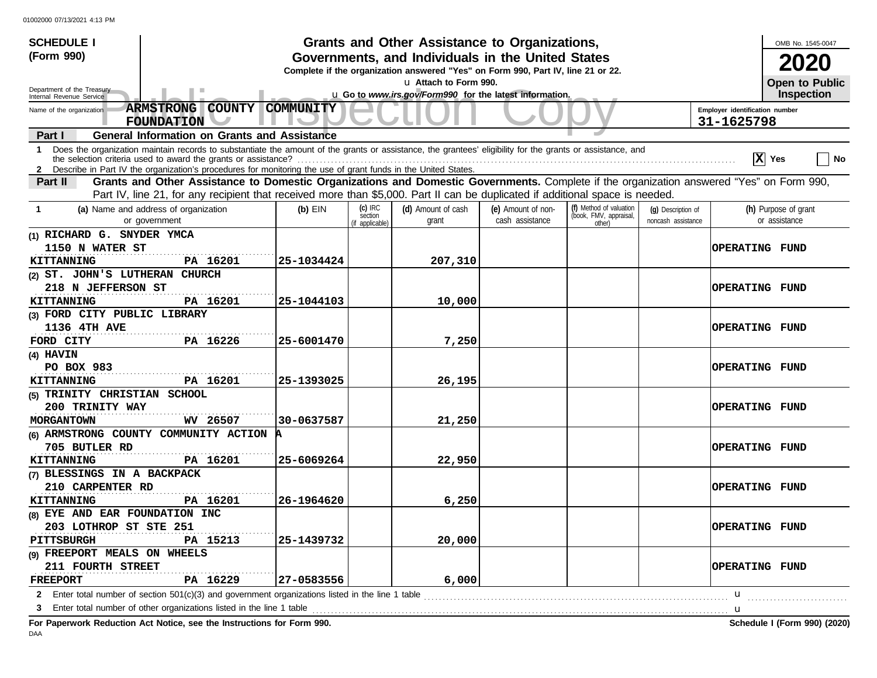**SCHEDULE I (Form 990)**

Department of the Treasury
Internal Revenue Service

# Grants and Other Assistance to Organizations, Governments, and Individuals in the United States

**Complete if the organization answered "Yes" on Form 990, Part IV, line 21 or 22.**

u Attach to Form 990.

u Go to *www.irs.gov/Form990* for the latest information.

OMB No. 1545-0047

**2020**

**Open to Public Inspection**

Name of the organization: **ARMSTRONG COUNTY COMMUNITY FOUNDATION**

Employer identification number: **31-1625798**

**Part I — General Information on Grants and Assistance**

1 Does the organization maintain records to substantiate the amount of the grants or assistance, the grantees' eligibility for the grants or assistance, and the selection criteria used to award the grants or assistance? .......... [X] Yes [ ] No

2 Describe in Part IV the organization's procedures for monitoring the use of grant funds in the United States.

**Part II — Grants and Other Assistance to Domestic Organizations and Domestic Governments.** Complete if the organization answered "Yes" on Form 990, Part IV, line 21, for any recipient that received more than $5,000. Part II can be duplicated if additional space is needed.

| 1 (a) Name and address of organization or government | (b) EIN | (c) IRC section (if applicable) | (d) Amount of cash grant | (e) Amount of non-cash assistance | (f) Method of valuation (book, FMV, appraisal, other) | (g) Description of noncash assistance | (h) Purpose of grant or assistance |
|---|---|---|---|---|---|---|---|
| (1) RICHARD G. SNYDER YMCA<br>1150 N WATER ST<br>KITTANNING PA 16201 | 25-1034424 | | 207,310 | | | | OPERATING FUND |
| (2) ST. JOHN'S LUTHERAN CHURCH<br>218 N JEFFERSON ST<br>KITTANNING PA 16201 | 25-1044103 | | 10,000 | | | | OPERATING FUND |
| (3) FORD CITY PUBLIC LIBRARY<br>1136 4TH AVE<br>FORD CITY PA 16226 | 25-6001470 | | 7,250 | | | | OPERATING FUND |
| (4) HAVIN<br>PO BOX 983<br>KITTANNING PA 16201 | 25-1393025 | | 26,195 | | | | OPERATING FUND |
| (5) TRINITY CHRISTIAN SCHOOL<br>200 TRINITY WAY<br>MORGANTOWN WV 26507 | 30-0637587 | | 21,250 | | | | OPERATING FUND |
| (6) ARMSTRONG COUNTY COMMUNITY ACTION A<br>705 BUTLER RD<br>KITTANNING PA 16201 | 25-6069264 | | 22,950 | | | | OPERATING FUND |
| (7) BLESSINGS IN A BACKPACK<br>210 CARPENTER RD<br>KITTANNING PA 16201 | 26-1964620 | | 6,250 | | | | OPERATING FUND |
| (8) EYE AND EAR FOUNDATION INC<br>203 LOTHROP ST STE 251<br>PITTSBURGH PA 15213 | 25-1439732 | | 20,000 | | | | OPERATING FUND |
| (9) FREEPORT MEALS ON WHEELS<br>211 FOURTH STREET<br>FREEPORT PA 16229 | 27-0583556 | | 6,000 | | | | OPERATING FUND |

2 Enter total number of section 501(c)(3) and government organizations listed in the line 1 table .......... u

3 Enter total number of other organizations listed in the line 1 table .......... u

**For Paperwork Reduction Act Notice, see the Instructions for Form 990.**

**Schedule I (Form 990) (2020)**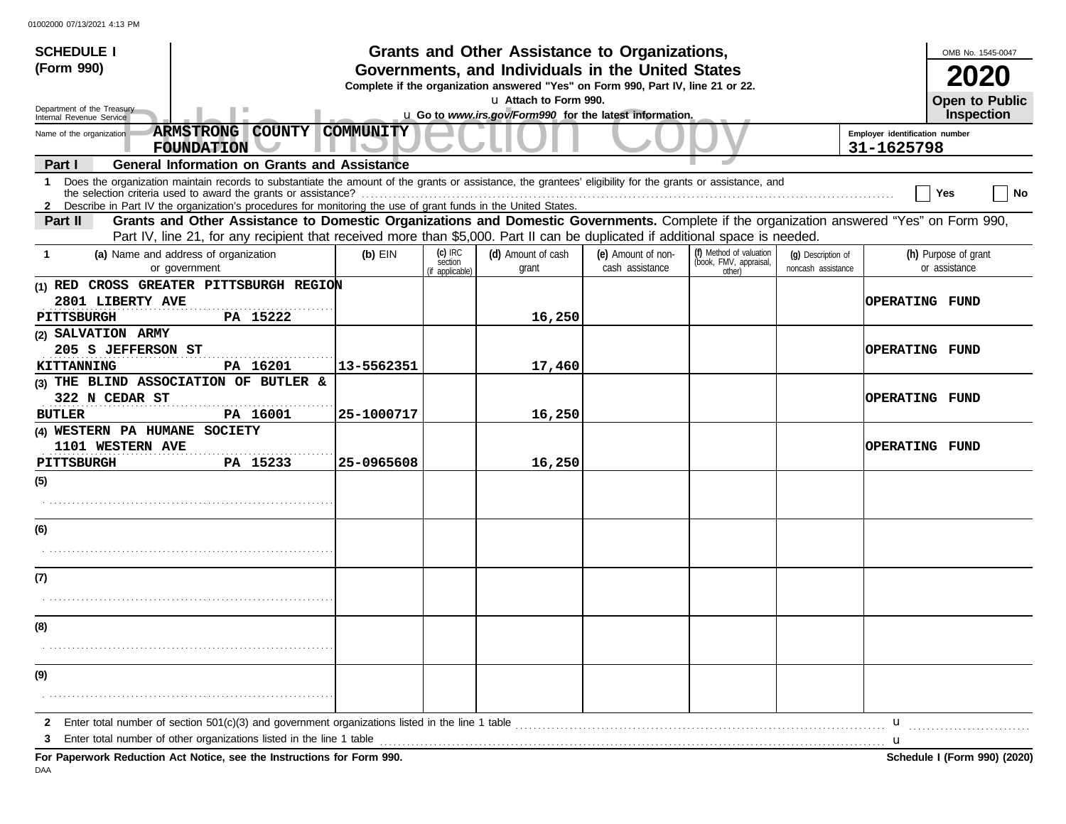**SCHEDULE I (Form 990)**

Department of the Treasury
Internal Revenue Service

# Grants and Other Assistance to Organizations, Governments, and Individuals in the United States

**Complete if the organization answered "Yes" on Form 990, Part IV, line 21 or 22.**

u **Attach to Form 990.**

u **Go to *www.irs.gov/Form990* for the latest information.**

OMB No. 1545-0047

**2020**

**Open to Public Inspection**

Name of the organization: **ARMSTRONG COUNTY COMMUNITY FOUNDATION**

Employer identification number: **31-1625798**

**Part I — General Information on Grants and Assistance**

1 Does the organization maintain records to substantiate the amount of the grants or assistance, the grantees' eligibility for the grants or assistance, and the selection criteria used to award the grants or assistance? ☐ Yes ☐ No

2 Describe in Part IV the organization's procedures for monitoring the use of grant funds in the United States.

**Part II — Grants and Other Assistance to Domestic Organizations and Domestic Governments.** Complete if the organization answered "Yes" on Form 990, Part IV, line 21, for any recipient that received more than $5,000. Part II can be duplicated if additional space is needed.

| 1 (a) Name and address of organization or government | (b) EIN | (c) IRC section (if applicable) | (d) Amount of cash grant | (e) Amount of non-cash assistance | (f) Method of valuation (book, FMV, appraisal, other) | (g) Description of noncash assistance | (h) Purpose of grant or assistance |
|---|---|---|---|---|---|---|---|
| (1) RED CROSS GREATER PITTSBURGH REGION<br>2801 LIBERTY AVE<br>PITTSBURGH PA 15222 | | | 16,250 | | | | OPERATING FUND |
| (2) SALVATION ARMY<br>205 S JEFFERSON ST<br>KITTANNING PA 16201 | 13-5562351 | | 17,460 | | | | OPERATING FUND |
| (3) THE BLIND ASSOCIATION OF BUTLER &<br>322 N CEDAR ST<br>BUTLER PA 16001 | 25-1000717 | | 16,250 | | | | OPERATING FUND |
| (4) WESTERN PA HUMANE SOCIETY<br>1101 WESTERN AVE<br>PITTSBURGH PA 15233 | 25-0965608 | | 16,250 | | | | OPERATING FUND |
| (5) | | | | | | | |
| (6) | | | | | | | |
| (7) | | | | | | | |
| (8) | | | | | | | |
| (9) | | | | | | | |

2 Enter total number of section 501(c)(3) and government organizations listed in the line 1 table u

3 Enter total number of other organizations listed in the line 1 table u

**For Paperwork Reduction Act Notice, see the Instructions for Form 990.**

**Schedule I (Form 990) (2020)**

DAA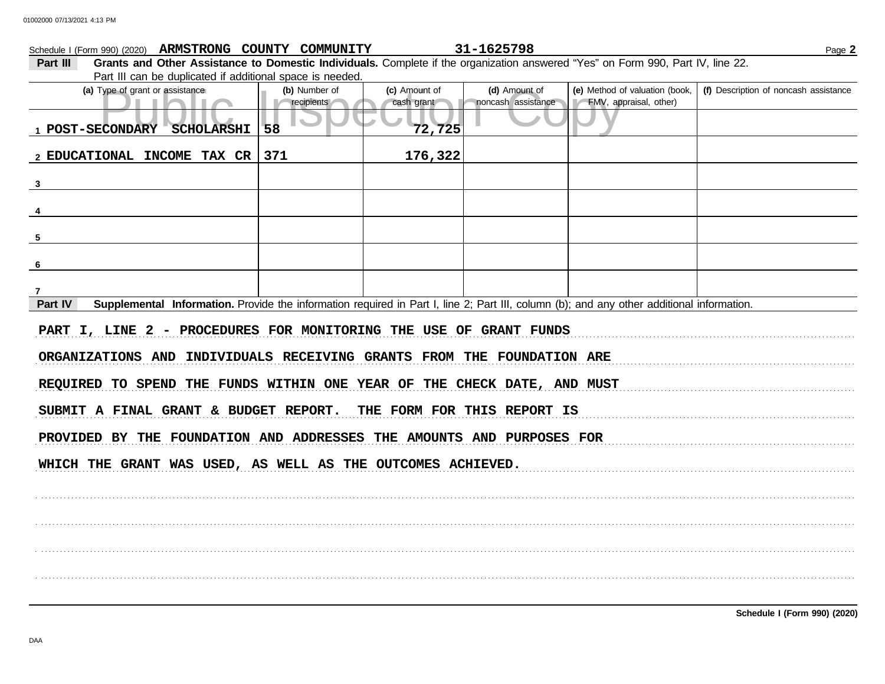Schedule I (Form 990) (2020) **ARMSTRONG COUNTY COMMUNITY** **31-1625798**

**Part III** **Grants and Other Assistance to Domestic Individuals.** Complete if the organization answered "Yes" on Form 990, Part IV, line 22. Part III can be duplicated if additional space is needed.

| (a) Type of grant or assistance | (b) Number of recipients | (c) Amount of cash grant | (d) Amount of noncash assistance | (e) Method of valuation (book, FMV, appraisal, other) | (f) Description of noncash assistance |
|---|---|---|---|---|---|
| 1 POST-SECONDARY SCHOLARSHI | 58 | 72,725 | | | |
| 2 EDUCATIONAL INCOME TAX CR | 371 | 176,322 | | | |
| 3 | | | | | |
| 4 | | | | | |
| 5 | | | | | |
| 6 | | | | | |
| 7 | | | | | |

**Part IV** **Supplemental Information.** Provide the information required in Part I, line 2; Part III, column (b); and any other additional information.

PART I, LINE 2 - PROCEDURES FOR MONITORING THE USE OF GRANT FUNDS

ORGANIZATIONS AND INDIVIDUALS RECEIVING GRANTS FROM THE FOUNDATION ARE REQUIRED TO SPEND THE FUNDS WITHIN ONE YEAR OF THE CHECK DATE, AND MUST SUBMIT A FINAL GRANT & BUDGET REPORT. THE FORM FOR THIS REPORT IS PROVIDED BY THE FOUNDATION AND ADDRESSES THE AMOUNTS AND PURPOSES FOR WHICH THE GRANT WAS USED, AS WELL AS THE OUTCOMES ACHIEVED.

**Schedule I (Form 990) (2020)**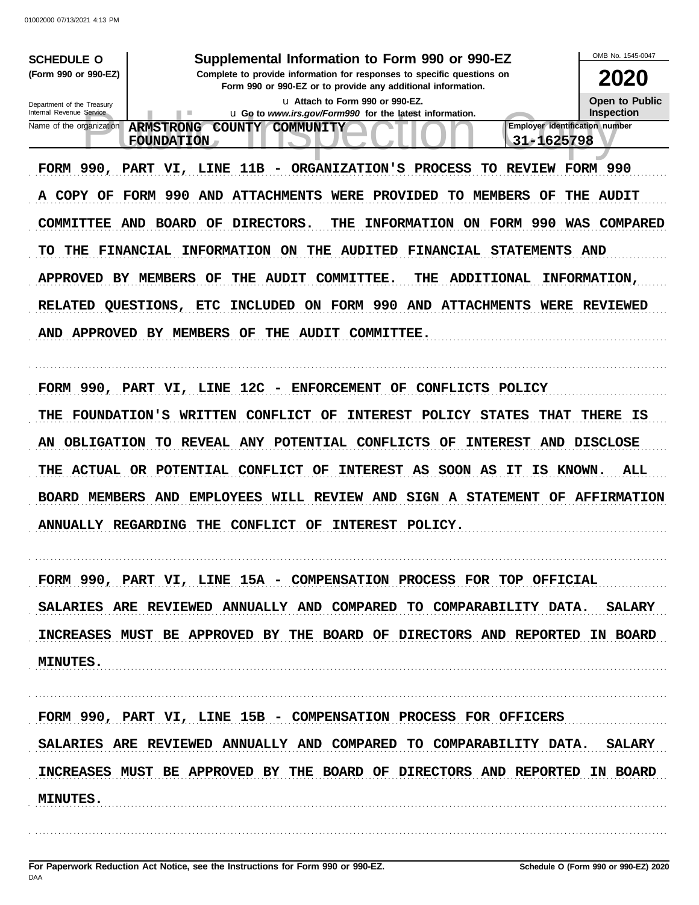**SCHEDULE O** (Form 990 or 990-EZ)

Department of the Treasury
Internal Revenue Service

# Supplemental Information to Form 990 or 990-EZ

**Complete to provide information for responses to specific questions on Form 990 or 990-EZ or to provide any additional information.**

u Attach to Form 990 or 990-EZ.

u Go to *www.irs.gov/Form990* for the latest information.

OMB No. 1545-0047

**2020**

**Open to Public Inspection**

Name of the organization: ARMSTRONG COUNTY COMMUNITY FOUNDATION

Employer identification number: 31-1625798

FORM 990, PART VI, LINE 11B - ORGANIZATION'S PROCESS TO REVIEW FORM 990

A COPY OF FORM 990 AND ATTACHMENTS WERE PROVIDED TO MEMBERS OF THE AUDIT COMMITTEE AND BOARD OF DIRECTORS. THE INFORMATION ON FORM 990 WAS COMPARED TO THE FINANCIAL INFORMATION ON THE AUDITED FINANCIAL STATEMENTS AND APPROVED BY MEMBERS OF THE AUDIT COMMITTEE. THE ADDITIONAL INFORMATION, RELATED QUESTIONS, ETC INCLUDED ON FORM 990 AND ATTACHMENTS WERE REVIEWED AND APPROVED BY MEMBERS OF THE AUDIT COMMITTEE.

FORM 990, PART VI, LINE 12C - ENFORCEMENT OF CONFLICTS POLICY

THE FOUNDATION'S WRITTEN CONFLICT OF INTEREST POLICY STATES THAT THERE IS AN OBLIGATION TO REVEAL ANY POTENTIAL CONFLICTS OF INTEREST AND DISCLOSE THE ACTUAL OR POTENTIAL CONFLICT OF INTEREST AS SOON AS IT IS KNOWN. ALL BOARD MEMBERS AND EMPLOYEES WILL REVIEW AND SIGN A STATEMENT OF AFFIRMATION ANNUALLY REGARDING THE CONFLICT OF INTEREST POLICY.

FORM 990, PART VI, LINE 15A - COMPENSATION PROCESS FOR TOP OFFICIAL

SALARIES ARE REVIEWED ANNUALLY AND COMPARED TO COMPARABILITY DATA. SALARY INCREASES MUST BE APPROVED BY THE BOARD OF DIRECTORS AND REPORTED IN BOARD MINUTES.

FORM 990, PART VI, LINE 15B - COMPENSATION PROCESS FOR OFFICERS

SALARIES ARE REVIEWED ANNUALLY AND COMPARED TO COMPARABILITY DATA. SALARY INCREASES MUST BE APPROVED BY THE BOARD OF DIRECTORS AND REPORTED IN BOARD MINUTES.

**For Paperwork Reduction Act Notice, see the Instructions for Form 990 or 990-EZ.**

**Schedule O (Form 990 or 990-EZ) 2020**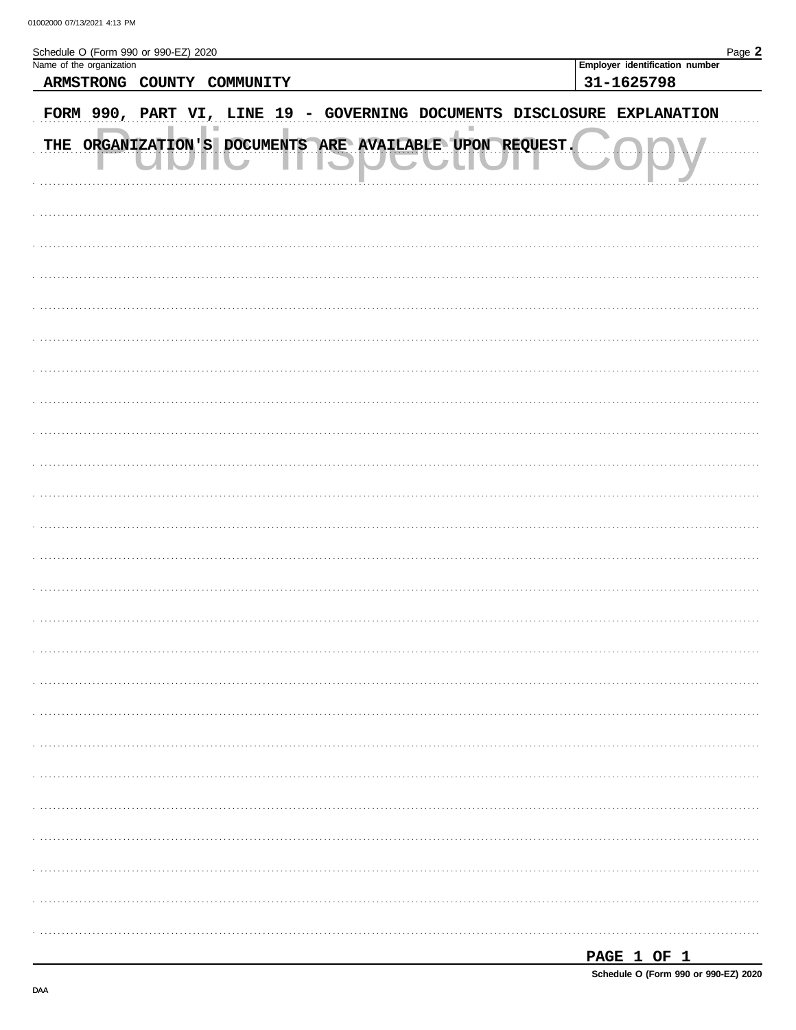Schedule O (Form 990 or 990-EZ) 2020

| Name of the organization | Employer identification number |
| --- | --- |
| ARMSTRONG COUNTY COMMUNITY | 31-1625798 |

FORM 990, PART VI, LINE 19 - GOVERNING DOCUMENTS DISCLOSURE EXPLANATION

THE ORGANIZATION'S DOCUMENTS ARE AVAILABLE UPON REQUEST.

PAGE 1 OF 1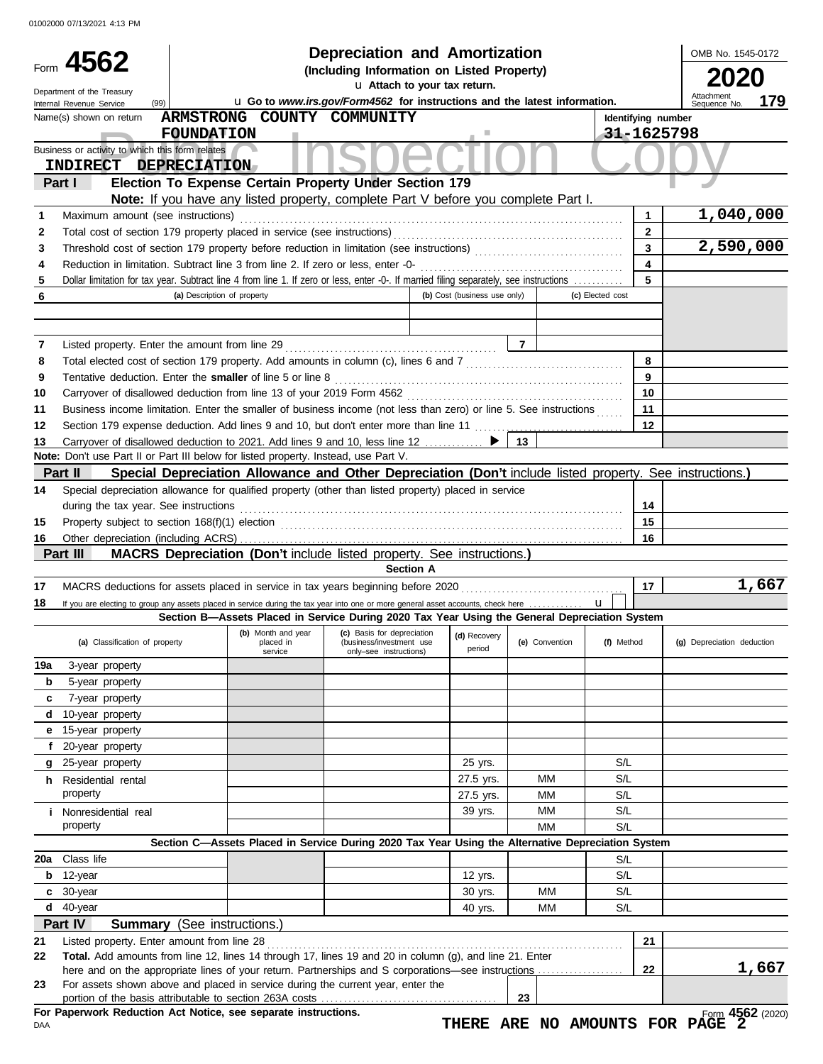01002000 07/13/2021 4:13 PM

# Form 4562 — Depreciation and Amortization

**(Including Information on Listed Property)**

u Attach to your tax return.

Department of the Treasury
Internal Revenue Service (99)

u Go to *www.irs.gov/Form4562* for instructions and the latest information.

OMB No. 1545-0172

**2020**

Attachment Sequence No. **179**

Name(s) shown on return: **ARMSTRONG COUNTY COMMUNITY FOUNDATION**

Identifying number: **31-1625798**

Business or activity to which this form relates: **INDIRECT DEPRECIATION**

Public Inspection Copy

## Part I Election To Expense Certain Property Under Section 179

**Note:** If you have any listed property, complete Part V before you complete Part I.

| Line | Description | Box | Amount |
|---|---|---|---|
| 1 | Maximum amount (see instructions) | 1 | 1,040,000 |
| 2 | Total cost of section 179 property placed in service (see instructions) | 2 | |
| 3 | Threshold cost of section 179 property before reduction in limitation (see instructions) | 3 | 2,590,000 |
| 4 | Reduction in limitation. Subtract line 3 from line 2. If zero or less, enter -0- | 4 | |
| 5 | Dollar limitation for tax year. Subtract line 4 from line 1. If zero or less, enter -0-. If married filing separately, see instructions | 5 | |

| 6 (a) Description of property | (b) Cost (business use only) | (c) Elected cost |
|---|---|---|
| | | |
| | | |

| Line | Description | Box | Amount |
|---|---|---|---|
| 7 | Listed property. Enter the amount from line 29 | 7 | |
| 8 | Total elected cost of section 179 property. Add amounts in column (c), lines 6 and 7 | 8 | |
| 9 | Tentative deduction. Enter the **smaller** of line 5 or line 8 | 9 | |
| 10 | Carryover of disallowed deduction from line 13 of your 2019 Form 4562 | 10 | |
| 11 | Business income limitation. Enter the smaller of business income (not less than zero) or line 5. See instructions | 11 | |
| 12 | Section 179 expense deduction. Add lines 9 and 10, but don't enter more than line 11 | 12 | |
| 13 | Carryover of disallowed deduction to 2021. Add lines 9 and 10, less line 12 ▶ | 13 | |

**Note:** Don't use Part II or Part III below for listed property. Instead, use Part V.

## Part II Special Depreciation Allowance and Other Depreciation (Don't include listed property. See instructions.)

| Line | Description | Box | Amount |
|---|---|---|---|
| 14 | Special depreciation allowance for qualified property (other than listed property) placed in service during the tax year. See instructions | 14 | |
| 15 | Property subject to section 168(f)(1) election | 15 | |
| 16 | Other depreciation (including ACRS) | 16 | |

## Part III MACRS Depreciation (Don't include listed property. See instructions.)

### Section A

| Line | Description | Box | Amount |
|---|---|---|---|
| 17 | MACRS deductions for assets placed in service in tax years beginning before 2020 | 17 | 1,667 |
| 18 | If you are electing to group any assets placed in service during the tax year into one or more general asset accounts, check here u | | |

### Section B—Assets Placed in Service During 2020 Tax Year Using the General Depreciation System

| (a) Classification of property | (b) Month and year placed in service | (c) Basis for depreciation (business/investment use only–see instructions) | (d) Recovery period | (e) Convention | (f) Method | (g) Depreciation deduction |
|---|---|---|---|---|---|---|
| 19a 3-year property | | | | | | |
| b 5-year property | | | | | | |
| c 7-year property | | | | | | |
| d 10-year property | | | | | | |
| e 15-year property | | | | | | |
| f 20-year property | | | | | | |
| g 25-year property | | | 25 yrs. | | S/L | |
| h Residential rental property | | | 27.5 yrs. | MM | S/L | |
| | | | 27.5 yrs. | MM | S/L | |
| i Nonresidential real property | | | 39 yrs. | MM | S/L | |
| | | | | MM | S/L | |

### Section C—Assets Placed in Service During 2020 Tax Year Using the Alternative Depreciation System

| (a) Classification of property | (b) Month and year placed in service | (c) Basis for depreciation | (d) Recovery period | (e) Convention | (f) Method | (g) Depreciation deduction |
|---|---|---|---|---|---|---|
| 20a Class life | | | | | S/L | |
| b 12-year | | | 12 yrs. | | S/L | |
| c 30-year | | | 30 yrs. | MM | S/L | |
| d 40-year | | | 40 yrs. | MM | S/L | |

## Part IV Summary (See instructions.)

| Line | Description | Box | Amount |
|---|---|---|---|
| 21 | Listed property. Enter amount from line 28 | 21 | |
| 22 | **Total.** Add amounts from line 12, lines 14 through 17, lines 19 and 20 in column (g), and line 21. Enter here and on the appropriate lines of your return. Partnerships and S corporations—see instructions | 22 | 1,667 |
| 23 | For assets shown above and placed in service during the current year, enter the portion of the basis attributable to section 263A costs | 23 | |

**For Paperwork Reduction Act Notice, see separate instructions.**

DAA

Form **4562** (2020)

**THERE ARE NO AMOUNTS FOR PAGE 2**